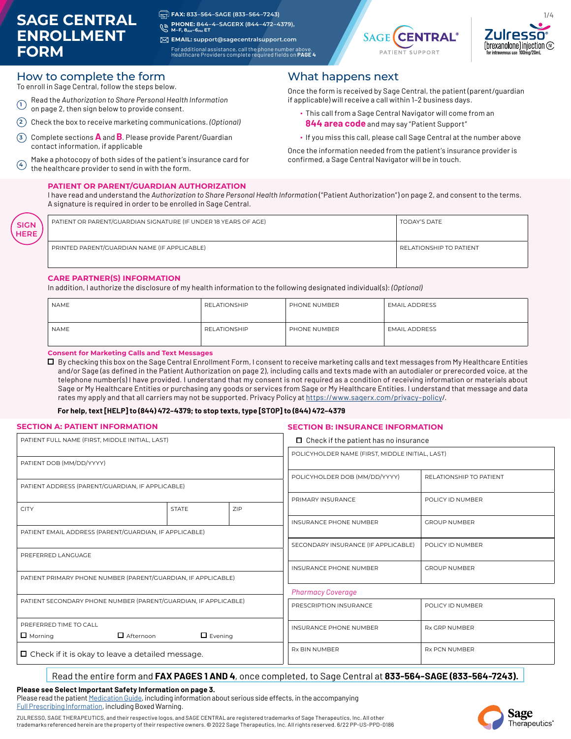# SAGE CENTRAL ENROLLMENT FORM

**FAX: 833–564–SAGE (833–564–7243)**
**PHONE: 844–4–SAGERX (844–472–4379), M–F, 8AM–6PM ET**
**EMAIL: support@sagecentralsupport.com**

For additional assistance, call the phone number above.
Healthcare Providers complete required fields on **PAGE 4**

SAGE CENTRAL PATIENT SUPPORT

Zulresso (brexanolone) injection CIV for intravenous use 100mg/20mL

## How to complete the form

To enroll in Sage Central, follow the steps below.

1. Read the *Authorization to Share Personal Health Information* on page 2, then sign below to provide consent.
2. Check the box to receive marketing communications. *(Optional)*
3. Complete sections **A** and **B**. Please provide Parent/Guardian contact information, if applicable
4. Make a photocopy of both sides of the patient's insurance card for the healthcare provider to send in with the form.

## What happens next

Once the form is received by Sage Central, the patient (parent/guardian if applicable) will receive a call within 1–2 business days.

- This call from a Sage Central Navigator will come from an **844 area code** and may say "Patient Support"
- If you miss this call, please call Sage Central at the number above

Once the information needed from the patient's insurance provider is confirmed, a Sage Central Navigator will be in touch.

### PATIENT OR PARENT/GUARDIAN AUTHORIZATION

I have read and understand the *Authorization to Share Personal Health Information* ("Patient Authorization") on page 2, and consent to the terms. A signature is required in order to be enrolled in Sage Central.

SIGN HERE

| PATIENT OR PARENT/GUARDIAN SIGNATURE (IF UNDER 18 YEARS OF AGE) | TODAY'S DATE |
|---|---|
| PRINTED PARENT/GUARDIAN NAME (IF APPLICABLE) | RELATIONSHIP TO PATIENT |

### CARE PARTNER(S) INFORMATION

In addition, I authorize the disclosure of my health information to the following designated individual(s): *(Optional)*

| NAME | RELATIONSHIP | PHONE NUMBER | EMAIL ADDRESS |
|---|---|---|---|
| NAME | RELATIONSHIP | PHONE NUMBER | EMAIL ADDRESS |

**Consent for Marketing Calls and Text Messages**

☐ By checking this box on the Sage Central Enrollment Form, I consent to receive marketing calls and text messages from My Healthcare Entities and/or Sage (as defined in the Patient Authorization on page 2), including calls and texts made with an autodialer or prerecorded voice, at the telephone number(s) I have provided. I understand that my consent is not required as a condition of receiving information or materials about Sage or My Healthcare Entities or purchasing any goods or services from Sage or My Healthcare Entities. I understand that message and data rates my apply and that all carriers may not be supported. Privacy Policy at https://www.sagerx.com/privacy-policy/.

**For help, text [HELP] to (844) 472-4379; to stop texts, type [STOP] to (844) 472-4379**

### SECTION A: PATIENT INFORMATION

| PATIENT FULL NAME (FIRST, MIDDLE INITIAL, LAST) | | |
|---|---|---|
| PATIENT DOB (MM/DD/YYYY) | | |
| PATIENT ADDRESS (PARENT/GUARDIAN, IF APPLICABLE) | | |
| CITY | STATE | ZIP |
| PATIENT EMAIL ADDRESS (PARENT/GUARDIAN, IF APPLICABLE) | | |
| PREFERRED LANGUAGE | | |
| PATIENT PRIMARY PHONE NUMBER (PARENT/GUARDIAN, IF APPLICABLE) | | |
| PATIENT SECONDARY PHONE NUMBER (PARENT/GUARDIAN, IF APPLICABLE) | | |
| PREFERRED TIME TO CALL ☐ Morning | ☐ Afternoon | ☐ Evening |

☐ Check if it is okay to leave a detailed message.

### SECTION B: INSURANCE INFORMATION

☐ Check if the patient has no insurance

| POLICYHOLDER NAME (FIRST, MIDDLE INITIAL, LAST) | |
|---|---|
| POLICYHOLDER DOB (MM/DD/YYYY) | RELATIONSHIP TO PATIENT |
| PRIMARY INSURANCE | POLICY ID NUMBER |
| INSURANCE PHONE NUMBER | GROUP NUMBER |
| SECONDARY INSURANCE (IF APPLICABLE) | POLICY ID NUMBER |
| INSURANCE PHONE NUMBER | GROUP NUMBER |

*Pharmacy Coverage*

| PRESCRIPTION INSURANCE | POLICY ID NUMBER |
|---|---|
| INSURANCE PHONE NUMBER | Rx GRP NUMBER |
| Rx BIN NUMBER | Rx PCN NUMBER |

Read the entire form and **FAX PAGES 1 AND 4**, once completed, to Sage Central at **833-564-SAGE (833-564-7243).**

**Please see Select Important Safety Information on page 3.**
Please read the patient Medication Guide, including information about serious side effects, in the accompanying Full Prescribing Information, including Boxed Warning.

ZULRESSO, SAGE THERAPEUTICS, and their respective logos, and SAGE CENTRAL are registered trademarks of Sage Therapeutics, Inc. All other trademarks referenced herein are the property of their respective owners. © 2022 Sage Therapeutics, Inc. All rights reserved. 6/22 PP-US-PPD-0186

Sage Therapeutics®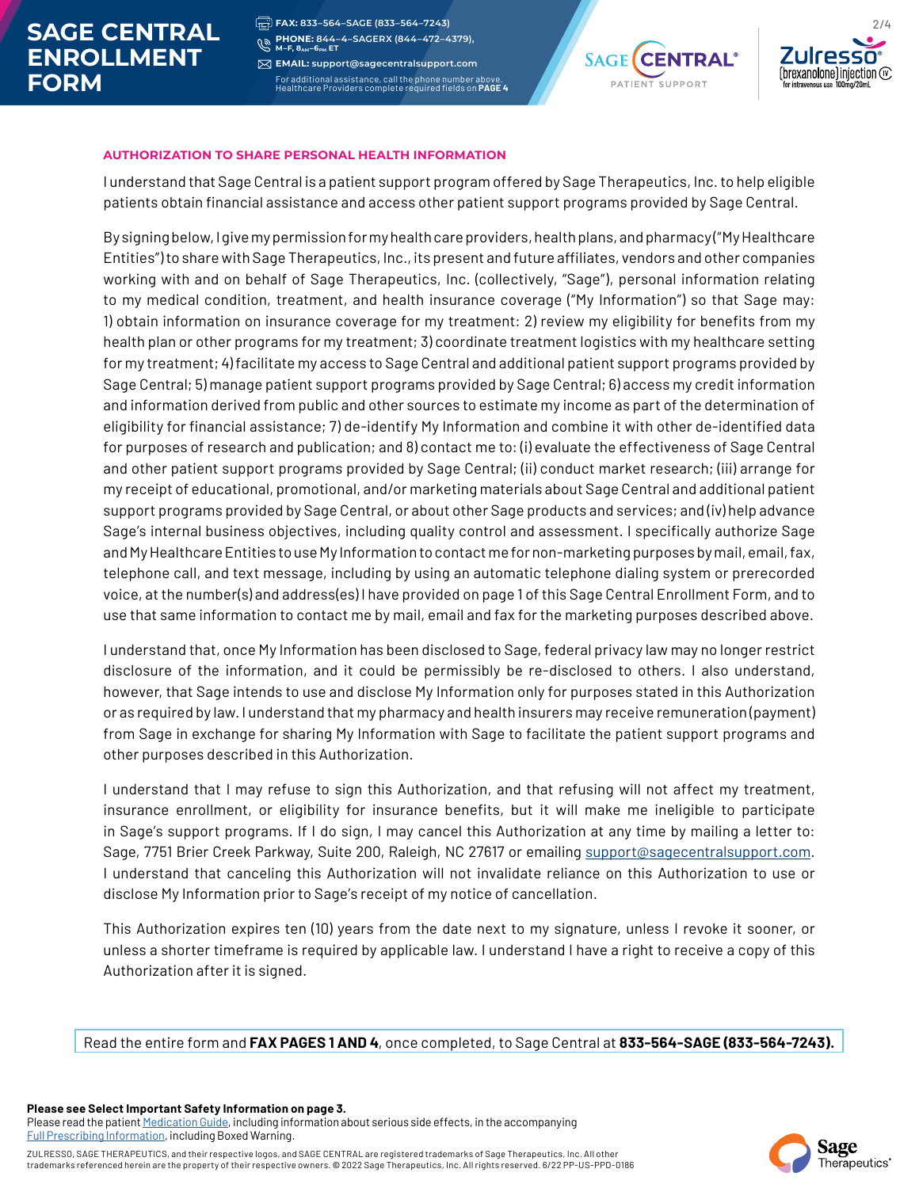# SAGE CENTRAL ENROLLMENT FORM

**FAX: 833–564–SAGE (833–564–7243)**
**PHONE: 844–4–SAGERX (844–472–4379), M–F, 8AM–6PM ET**
**EMAIL: support@sagecentralsupport.com**
For additional assistance, call the phone number above. Healthcare Providers complete required fields on **PAGE 4**

## AUTHORIZATION TO SHARE PERSONAL HEALTH INFORMATION

I understand that Sage Central is a patient support program offered by Sage Therapeutics, Inc. to help eligible patients obtain financial assistance and access other patient support programs provided by Sage Central.

By signing below, I give my permission for my health care providers, health plans, and pharmacy ("My Healthcare Entities") to share with Sage Therapeutics, Inc., its present and future affiliates, vendors and other companies working with and on behalf of Sage Therapeutics, Inc. (collectively, "Sage"), personal information relating to my medical condition, treatment, and health insurance coverage ("My Information") so that Sage may: 1) obtain information on insurance coverage for my treatment: 2) review my eligibility for benefits from my health plan or other programs for my treatment; 3) coordinate treatment logistics with my healthcare setting for my treatment; 4) facilitate my access to Sage Central and additional patient support programs provided by Sage Central; 5) manage patient support programs provided by Sage Central; 6) access my credit information and information derived from public and other sources to estimate my income as part of the determination of eligibility for financial assistance; 7) de-identify My Information and combine it with other de-identified data for purposes of research and publication; and 8) contact me to: (i) evaluate the effectiveness of Sage Central and other patient support programs provided by Sage Central; (ii) conduct market research; (iii) arrange for my receipt of educational, promotional, and/or marketing materials about Sage Central and additional patient support programs provided by Sage Central, or about other Sage products and services; and (iv) help advance Sage's internal business objectives, including quality control and assessment. I specifically authorize Sage and My Healthcare Entities to use My Information to contact me for non-marketing purposes by mail, email, fax, telephone call, and text message, including by using an automatic telephone dialing system or prerecorded voice, at the number(s) and address(es) I have provided on page 1 of this Sage Central Enrollment Form, and to use that same information to contact me by mail, email and fax for the marketing purposes described above.

I understand that, once My Information has been disclosed to Sage, federal privacy law may no longer restrict disclosure of the information, and it could be permissibly be re-disclosed to others. I also understand, however, that Sage intends to use and disclose My Information only for purposes stated in this Authorization or as required by law. I understand that my pharmacy and health insurers may receive remuneration (payment) from Sage in exchange for sharing My Information with Sage to facilitate the patient support programs and other purposes described in this Authorization.

I understand that I may refuse to sign this Authorization, and that refusing will not affect my treatment, insurance enrollment, or eligibility for insurance benefits, but it will make me ineligible to participate in Sage's support programs. If I do sign, I may cancel this Authorization at any time by mailing a letter to: Sage, 7751 Brier Creek Parkway, Suite 200, Raleigh, NC 27617 or emailing support@sagecentralsupport.com. I understand that canceling this Authorization will not invalidate reliance on this Authorization to use or disclose My Information prior to Sage's receipt of my notice of cancellation.

This Authorization expires ten (10) years from the date next to my signature, unless I revoke it sooner, or unless a shorter timeframe is required by applicable law. I understand I have a right to receive a copy of this Authorization after it is signed.

Read the entire form and **FAX PAGES 1 AND 4**, once completed, to Sage Central at **833-564-SAGE (833-564-7243).**

**Please see Select Important Safety Information on page 3.**
Please read the patient Medication Guide, including information about serious side effects, in the accompanying Full Prescribing Information, including Boxed Warning.

ZULRESSO, SAGE THERAPEUTICS, and their respective logos, and SAGE CENTRAL are registered trademarks of Sage Therapeutics, Inc. All other trademarks referenced herein are the property of their respective owners. © 2022 Sage Therapeutics, Inc. All rights reserved. 6/22 PP-US-PPD-0186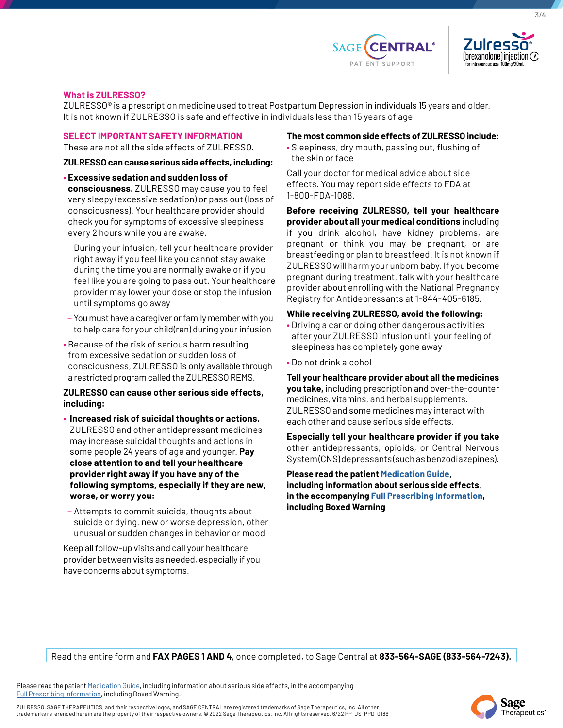## What is ZULRESSO?

ZULRESSO® is a prescription medicine used to treat Postpartum Depression in individuals 15 years and older. It is not known if ZULRESSO is safe and effective in individuals less than 15 years of age.

### SELECT IMPORTANT SAFETY INFORMATION

These are not all the side effects of ZULRESSO.

**ZULRESSO can cause serious side effects, including:**

- **Excessive sedation and sudden loss of consciousness.** ZULRESSO may cause you to feel very sleepy (excessive sedation) or pass out (loss of consciousness). Your healthcare provider should check you for symptoms of excessive sleepiness every 2 hours while you are awake.
  - During your infusion, tell your healthcare provider right away if you feel like you cannot stay awake during the time you are normally awake or if you feel like you are going to pass out. Your healthcare provider may lower your dose or stop the infusion until symptoms go away
  - You must have a caregiver or family member with you to help care for your child(ren) during your infusion
- Because of the risk of serious harm resulting from excessive sedation or sudden loss of consciousness, ZULRESSO is only available through a restricted program called the ZULRESSO REMS.

**ZULRESSO can cause other serious side effects, including:**

- **Increased risk of suicidal thoughts or actions.** ZULRESSO and other antidepressant medicines may increase suicidal thoughts and actions in some people 24 years of age and younger. **Pay close attention to and tell your healthcare provider right away if you have any of the following symptoms, especially if they are new, worse, or worry you:**
  - Attempts to commit suicide, thoughts about suicide or dying, new or worse depression, other unusual or sudden changes in behavior or mood

Keep all follow-up visits and call your healthcare provider between visits as needed, especially if you have concerns about symptoms.

**The most common side effects of ZULRESSO include:**

- Sleepiness, dry mouth, passing out, flushing of the skin or face

Call your doctor for medical advice about side effects. You may report side effects to FDA at 1-800-FDA-1088.

**Before receiving ZULRESSO, tell your healthcare provider about all your medical conditions** including if you drink alcohol, have kidney problems, are pregnant or think you may be pregnant, or are breastfeeding or plan to breastfeed. It is not known if ZULRESSO will harm your unborn baby. If you become pregnant during treatment, talk with your healthcare provider about enrolling with the National Pregnancy Registry for Antidepressants at 1-844-405-6185.

**While receiving ZULRESSO, avoid the following:**

- Driving a car or doing other dangerous activities after your ZULRESSO infusion until your feeling of sleepiness has completely gone away
- Do not drink alcohol

**Tell your healthcare provider about all the medicines you take,** including prescription and over-the-counter medicines, vitamins, and herbal supplements. ZULRESSO and some medicines may interact with each other and cause serious side effects.

**Especially tell your healthcare provider if you take** other antidepressants, opioids, or Central Nervous System (CNS) depressants (such as benzodiazepines).

**Please read the patient Medication Guide, including information about serious side effects, in the accompanying Full Prescribing Information, including Boxed Warning**

Read the entire form and **FAX PAGES 1 AND 4**, once completed, to Sage Central at **833-564-SAGE (833-564-7243).**

Please read the patient Medication Guide, including information about serious side effects, in the accompanying Full Prescribing Information, including Boxed Warning.

ZULRESSO, SAGE THERAPEUTICS, and their respective logos, and SAGE CENTRAL are registered trademarks of Sage Therapeutics, Inc. All other trademarks referenced herein are the property of their respective owners. © 2022 Sage Therapeutics, Inc. All rights reserved. 6/22 PP-US-PPD-0186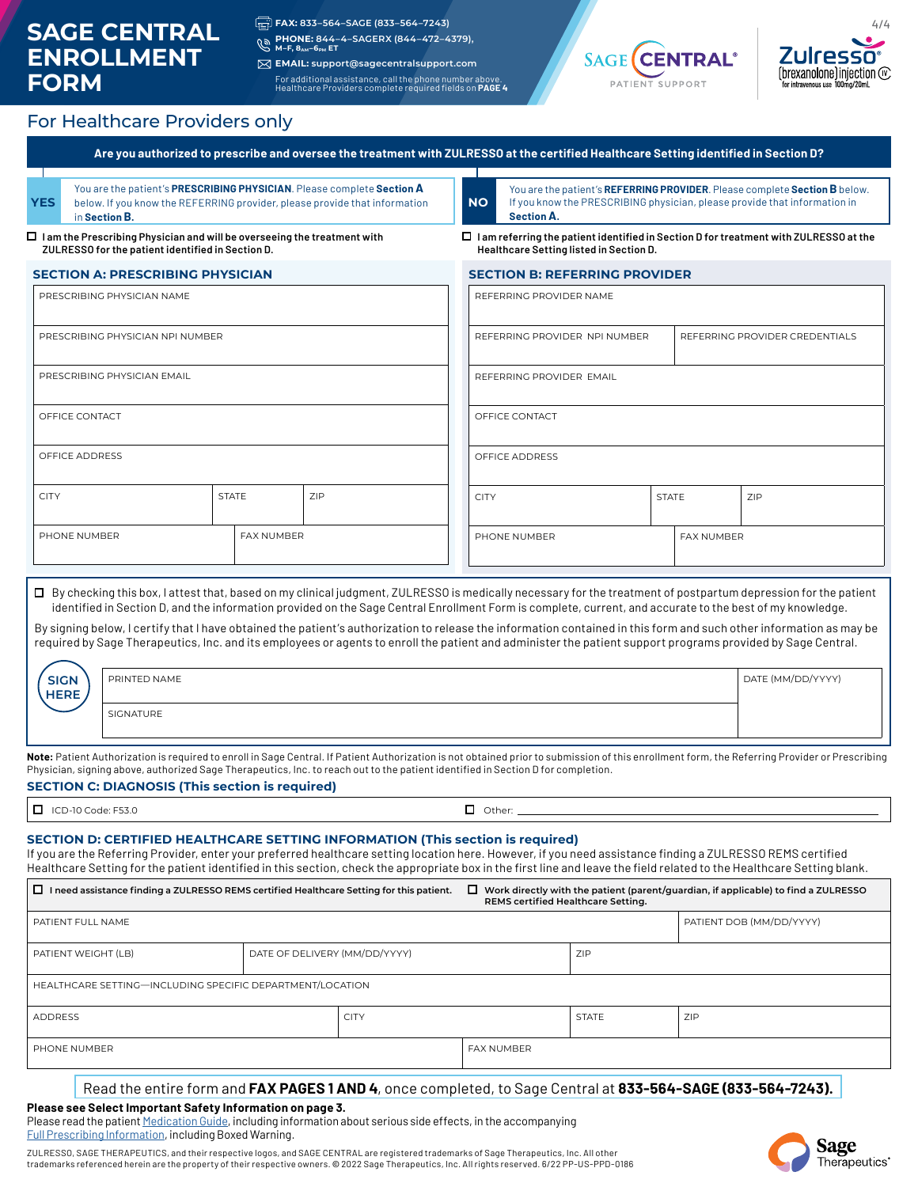# SAGE CENTRAL ENROLLMENT FORM

**FAX:** 833-564-SAGE (833-564-7243)
**PHONE:** 844-4-SAGERX (844-472-4379), M–F, 8AM–6PM ET
**EMAIL:** support@sagecentralsupport.com

For additional assistance, call the phone number above. Healthcare Providers complete required fields on **PAGE 4**

SAGE CENTRAL® PATIENT SUPPORT

Zulresso® (brexanolone) injection CIV for intravenous use 100mg/20mL

## For Healthcare Providers only

**Are you authorized to prescribe and oversee the treatment with ZULRESSO at the certified Healthcare Setting identified in Section D?**

**YES** — You are the patient's **PRESCRIBING PHYSICIAN**. Please complete **Section A** below. If you know the REFERRING provider, please provide that information in **Section B.**

☐ **I am the Prescribing Physician and will be overseeing the treatment with ZULRESSO for the patient identified in Section D.**

**NO** — You are the patient's **REFERRING PROVIDER**. Please complete **Section B** below. If you know the PRESCRIBING physician, please provide that information in **Section A.**

☐ **I am referring the patient identified in Section D for treatment with ZULRESSO at the Healthcare Setting listed in Section D.**

### SECTION A: PRESCRIBING PHYSICIAN

| PRESCRIBING PHYSICIAN NAME | | |
|---|---|---|
| PRESCRIBING PHYSICIAN NPI NUMBER | | |
| PRESCRIBING PHYSICIAN EMAIL | | |
| OFFICE CONTACT | | |
| OFFICE ADDRESS | | |
| CITY | STATE | ZIP |
| PHONE NUMBER | FAX NUMBER | |

### SECTION B: REFERRING PROVIDER

| REFERRING PROVIDER NAME | | |
|---|---|---|
| REFERRING PROVIDER NPI NUMBER | REFERRING PROVIDER CREDENTIALS | |
| REFERRING PROVIDER EMAIL | | |
| OFFICE CONTACT | | |
| OFFICE ADDRESS | | |
| CITY | STATE | ZIP |
| PHONE NUMBER | FAX NUMBER | |

☐ By checking this box, I attest that, based on my clinical judgment, ZULRESSO is medically necessary for the treatment of postpartum depression for the patient identified in Section D, and the information provided on the Sage Central Enrollment Form is complete, current, and accurate to the best of my knowledge.

By signing below, I certify that I have obtained the patient's authorization to release the information contained in this form and such other information as may be required by Sage Therapeutics, Inc. and its employees or agents to enroll the patient and administer the patient support programs provided by Sage Central.

**SIGN HERE**

| PRINTED NAME | DATE (MM/DD/YYYY) |
|---|---|
| SIGNATURE | |

**Note:** Patient Authorization is required to enroll in Sage Central. If Patient Authorization is not obtained prior to submission of this enrollment form, the Referring Provider or Prescribing Physician, signing above, authorized Sage Therapeutics, Inc. to reach out to the patient identified in Section D for completion.

### SECTION C: DIAGNOSIS (This section is required)

☐ ICD-10 Code: F53.0 ☐ Other: ______________________

### SECTION D: CERTIFIED HEALTHCARE SETTING INFORMATION (This section is required)

If you are the Referring Provider, enter your preferred healthcare setting location here. However, if you need assistance finding a ZULRESSO REMS certified Healthcare Setting for the patient identified in this section, check the appropriate box in the first line and leave the field related to the Healthcare Setting blank.

☐ **I need assistance finding a ZULRESSO REMS certified Healthcare Setting for this patient.** ☐ **Work directly with the patient (parent/guardian, if applicable) to find a ZULRESSO REMS certified Healthcare Setting.**

| PATIENT FULL NAME | | | PATIENT DOB (MM/DD/YYYY) |
|---|---|---|---|
| PATIENT WEIGHT (LB) | DATE OF DELIVERY (MM/DD/YYYY) | ZIP | |
| HEALTHCARE SETTING—INCLUDING SPECIFIC DEPARTMENT/LOCATION | | | |
| ADDRESS | CITY | STATE | ZIP |
| PHONE NUMBER | FAX NUMBER | | |

Read the entire form and **FAX PAGES 1 AND 4**, once completed, to Sage Central at **833-564-SAGE (833-564-7243).**

**Please see Select Important Safety Information on page 3.**
Please read the patient Medication Guide, including information about serious side effects, in the accompanying Full Prescribing Information, including Boxed Warning.

ZULRESSO, SAGE THERAPEUTICS, and their respective logos, and SAGE CENTRAL are registered trademarks of Sage Therapeutics, Inc. All other trademarks referenced herein are the property of their respective owners. © 2022 Sage Therapeutics, Inc. All rights reserved. 6/22 PP-US-PPD-0186

Sage Therapeutics®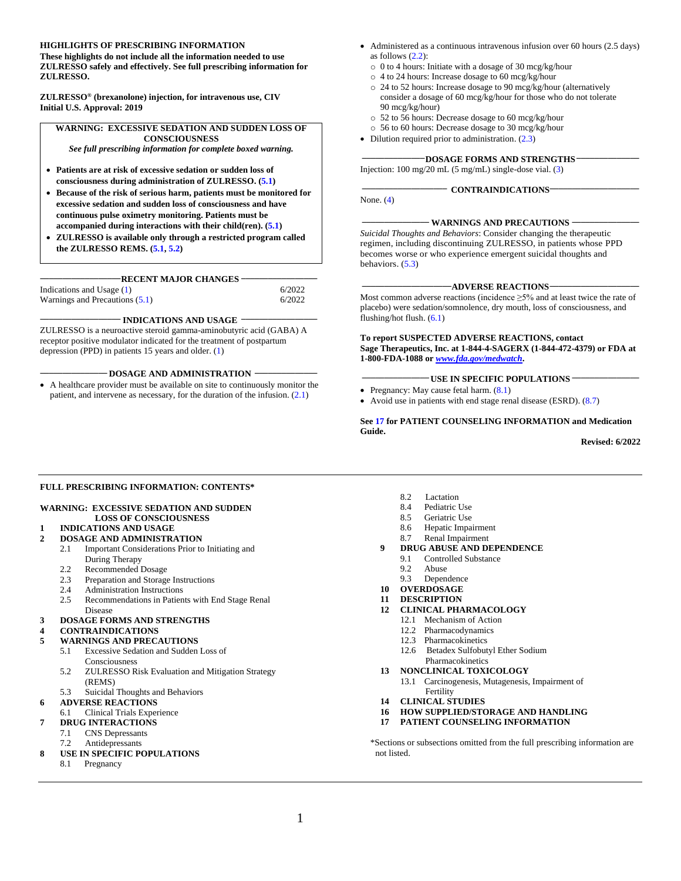**HIGHLIGHTS OF PRESCRIBING INFORMATION**
**These highlights do not include all the information needed to use ZULRESSO safely and effectively. See full prescribing information for ZULRESSO.**

**ZULRESSO® (brexanolone) injection, for intravenous use, CIV**
**Initial U.S. Approval: 2019**

**WARNING: EXCESSIVE SEDATION AND SUDDEN LOSS OF CONSCIOUSNESS**
***See full prescribing information for complete boxed warning.***

- **Patients are at risk of excessive sedation or sudden loss of consciousness during administration of ZULRESSO. (5.1)**
- **Because of the risk of serious harm, patients must be monitored for excessive sedation and sudden loss of consciousness and have continuous pulse oximetry monitoring. Patients must be accompanied during interactions with their child(ren). (5.1)**
- **ZULRESSO is available only through a restricted program called the ZULRESSO REMS. (5.1, 5.2)**

**RECENT MAJOR CHANGES**

| | |
|---|---|
| Indications and Usage (1) | 6/2022 |
| Warnings and Precautions (5.1) | 6/2022 |

**INDICATIONS AND USAGE**

ZULRESSO is a neuroactive steroid gamma-aminobutyric acid (GABA) A receptor positive modulator indicated for the treatment of postpartum depression (PPD) in patients 15 years and older. (1)

**DOSAGE AND ADMINISTRATION**

- A healthcare provider must be available on site to continuously monitor the patient, and intervene as necessary, for the duration of the infusion. (2.1)
- Administered as a continuous intravenous infusion over 60 hours (2.5 days) as follows (2.2):
  - 0 to 4 hours: Initiate with a dosage of 30 mcg/kg/hour
  - 4 to 24 hours: Increase dosage to 60 mcg/kg/hour
  - 24 to 52 hours: Increase dosage to 90 mcg/kg/hour (alternatively consider a dosage of 60 mcg/kg/hour for those who do not tolerate 90 mcg/kg/hour)
  - 52 to 56 hours: Decrease dosage to 60 mcg/kg/hour
  - 56 to 60 hours: Decrease dosage to 30 mcg/kg/hour
- Dilution required prior to administration. (2.3)

**DOSAGE FORMS AND STRENGTHS**

Injection: 100 mg/20 mL (5 mg/mL) single-dose vial. (3)

**CONTRAINDICATIONS**

None. (4)

**WARNINGS AND PRECAUTIONS**

*Suicidal Thoughts and Behaviors*: Consider changing the therapeutic regimen, including discontinuing ZULRESSO, in patients whose PPD becomes worse or who experience emergent suicidal thoughts and behaviors. (5.3)

**ADVERSE REACTIONS**

Most common adverse reactions (incidence ≥5% and at least twice the rate of placebo) were sedation/somnolence, dry mouth, loss of consciousness, and flushing/hot flush. (6.1)

**To report SUSPECTED ADVERSE REACTIONS, contact Sage Therapeutics, Inc. at 1-844-4-SAGERX (1-844-472-4379) or FDA at 1-800-FDA-1088 or *www.fda.gov/medwatch*.**

**USE IN SPECIFIC POPULATIONS**

- Pregnancy: May cause fetal harm. (8.1)
- Avoid use in patients with end stage renal disease (ESRD). (8.7)

**See 17 for PATIENT COUNSELING INFORMATION and Medication Guide.**

**Revised: 6/2022**

---

**FULL PRESCRIBING INFORMATION: CONTENTS***

**WARNING: EXCESSIVE SEDATION AND SUDDEN LOSS OF CONSCIOUSNESS**
**1 INDICATIONS AND USAGE**
**2 DOSAGE AND ADMINISTRATION**
- 2.1 Important Considerations Prior to Initiating and During Therapy
- 2.2 Recommended Dosage
- 2.3 Preparation and Storage Instructions
- 2.4 Administration Instructions
- 2.5 Recommendations in Patients with End Stage Renal Disease

**3 DOSAGE FORMS AND STRENGTHS**
**4 CONTRAINDICATIONS**
**5 WARNINGS AND PRECAUTIONS**
- 5.1 Excessive Sedation and Sudden Loss of Consciousness
- 5.2 ZULRESSO Risk Evaluation and Mitigation Strategy (REMS)
- 5.3 Suicidal Thoughts and Behaviors

**6 ADVERSE REACTIONS**
- 6.1 Clinical Trials Experience

**7 DRUG INTERACTIONS**
- 7.1 CNS Depressants
- 7.2 Antidepressants

**8 USE IN SPECIFIC POPULATIONS**
- 8.1 Pregnancy
- 8.2 Lactation
- 8.4 Pediatric Use
- 8.5 Geriatric Use
- 8.6 Hepatic Impairment
- 8.7 Renal Impairment

**9 DRUG ABUSE AND DEPENDENCE**
- 9.1 Controlled Substance
- 9.2 Abuse
- 9.3 Dependence

**10 OVERDOSAGE**
**11 DESCRIPTION**
**12 CLINICAL PHARMACOLOGY**
- 12.1 Mechanism of Action
- 12.2 Pharmacodynamics
- 12.3 Pharmacokinetics
- 12.6 Betadex Sulfobutyl Ether Sodium Pharmacokinetics

**13 NONCLINICAL TOXICOLOGY**
- 13.1 Carcinogenesis, Mutagenesis, Impairment of Fertility

**14 CLINICAL STUDIES**
**16 HOW SUPPLIED/STORAGE AND HANDLING**
**17 PATIENT COUNSELING INFORMATION**

*Sections or subsections omitted from the full prescribing information are not listed.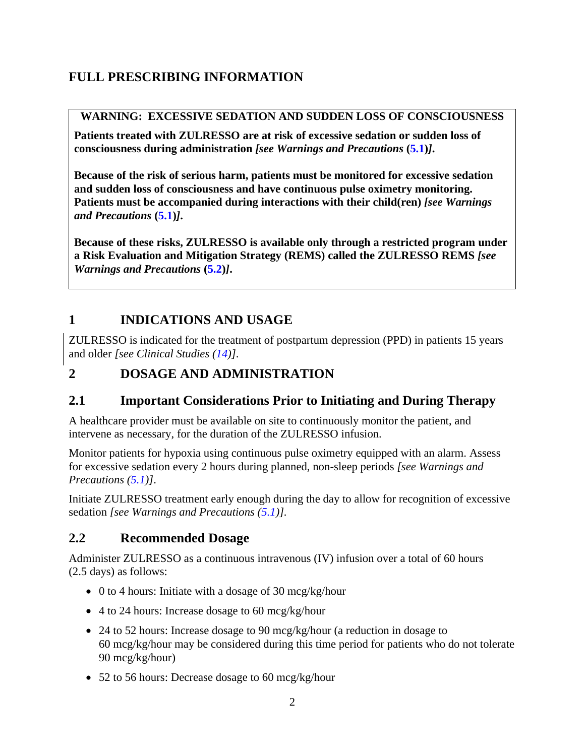# FULL PRESCRIBING INFORMATION

**WARNING: EXCESSIVE SEDATION AND SUDDEN LOSS OF CONSCIOUSNESS**

**Patients treated with ZULRESSO are at risk of excessive sedation or sudden loss of consciousness during administration *[see Warnings and Precautions* (5.1)*]*.**

**Because of the risk of serious harm, patients must be monitored for excessive sedation and sudden loss of consciousness and have continuous pulse oximetry monitoring. Patients must be accompanied during interactions with their child(ren) *[see Warnings and Precautions* (5.1)*]*.**

**Because of these risks, ZULRESSO is available only through a restricted program under a Risk Evaluation and Mitigation Strategy (REMS) called the ZULRESSO REMS *[see Warnings and Precautions* (5.2)*]*.**

## 1 INDICATIONS AND USAGE

ZULRESSO is indicated for the treatment of postpartum depression (PPD) in patients 15 years and older *[see Clinical Studies (14)]*.

## 2 DOSAGE AND ADMINISTRATION

### 2.1 Important Considerations Prior to Initiating and During Therapy

A healthcare provider must be available on site to continuously monitor the patient, and intervene as necessary, for the duration of the ZULRESSO infusion.

Monitor patients for hypoxia using continuous pulse oximetry equipped with an alarm. Assess for excessive sedation every 2 hours during planned, non-sleep periods *[see Warnings and Precautions (5.1)]*.

Initiate ZULRESSO treatment early enough during the day to allow for recognition of excessive sedation *[see Warnings and Precautions (5.1)]*.

### 2.2 Recommended Dosage

Administer ZULRESSO as a continuous intravenous (IV) infusion over a total of 60 hours (2.5 days) as follows:

- 0 to 4 hours: Initiate with a dosage of 30 mcg/kg/hour
- 4 to 24 hours: Increase dosage to 60 mcg/kg/hour
- 24 to 52 hours: Increase dosage to 90 mcg/kg/hour (a reduction in dosage to 60 mcg/kg/hour may be considered during this time period for patients who do not tolerate 90 mcg/kg/hour)
- 52 to 56 hours: Decrease dosage to 60 mcg/kg/hour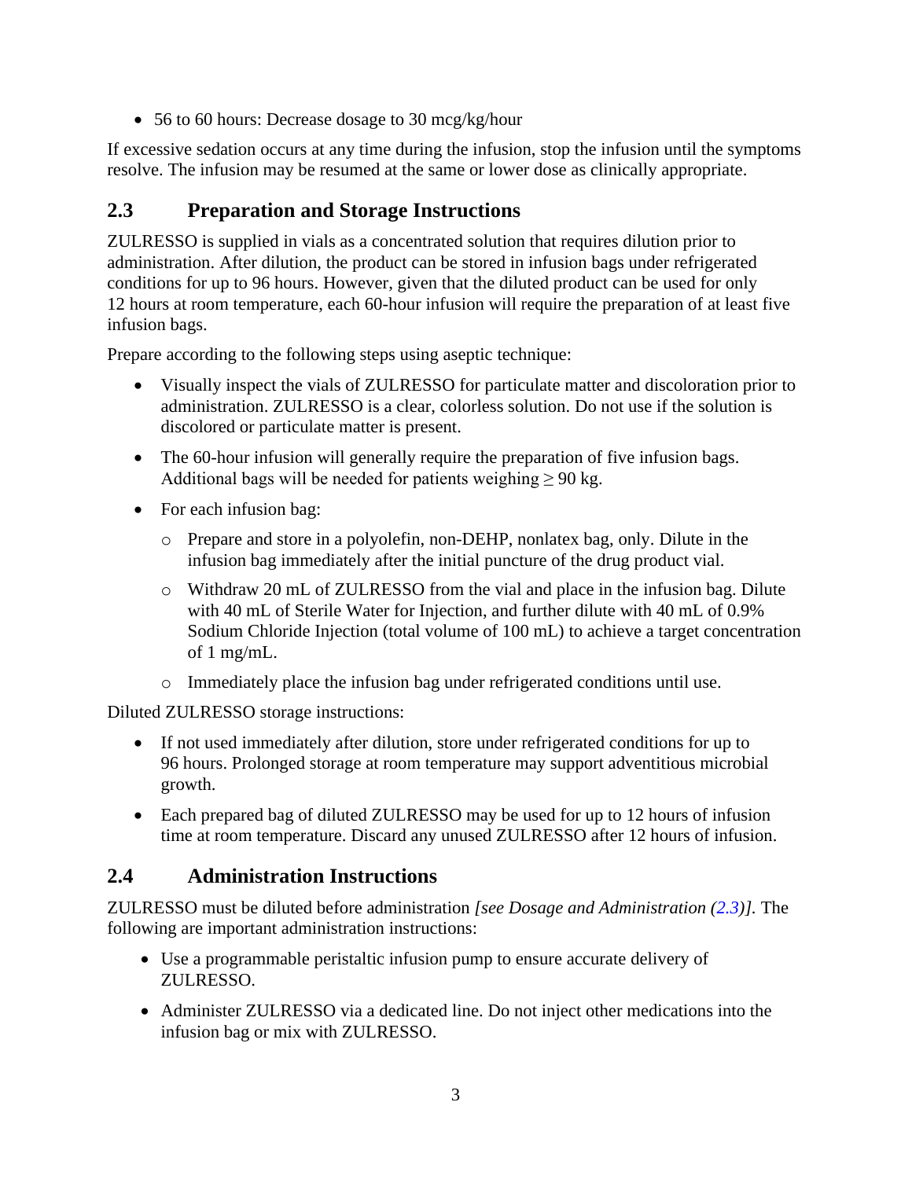- 56 to 60 hours: Decrease dosage to 30 mcg/kg/hour

If excessive sedation occurs at any time during the infusion, stop the infusion until the symptoms resolve. The infusion may be resumed at the same or lower dose as clinically appropriate.

## 2.3 Preparation and Storage Instructions

ZULRESSO is supplied in vials as a concentrated solution that requires dilution prior to administration. After dilution, the product can be stored in infusion bags under refrigerated conditions for up to 96 hours. However, given that the diluted product can be used for only 12 hours at room temperature, each 60-hour infusion will require the preparation of at least five infusion bags.

Prepare according to the following steps using aseptic technique:

- Visually inspect the vials of ZULRESSO for particulate matter and discoloration prior to administration. ZULRESSO is a clear, colorless solution. Do not use if the solution is discolored or particulate matter is present.
- The 60-hour infusion will generally require the preparation of five infusion bags. Additional bags will be needed for patients weighing ≥ 90 kg.
- For each infusion bag:
    - Prepare and store in a polyolefin, non-DEHP, nonlatex bag, only. Dilute in the infusion bag immediately after the initial puncture of the drug product vial.
    - Withdraw 20 mL of ZULRESSO from the vial and place in the infusion bag. Dilute with 40 mL of Sterile Water for Injection, and further dilute with 40 mL of 0.9% Sodium Chloride Injection (total volume of 100 mL) to achieve a target concentration of 1 mg/mL.
    - Immediately place the infusion bag under refrigerated conditions until use.

Diluted ZULRESSO storage instructions:

- If not used immediately after dilution, store under refrigerated conditions for up to 96 hours. Prolonged storage at room temperature may support adventitious microbial growth.
- Each prepared bag of diluted ZULRESSO may be used for up to 12 hours of infusion time at room temperature. Discard any unused ZULRESSO after 12 hours of infusion.

## 2.4 Administration Instructions

ZULRESSO must be diluted before administration *[see Dosage and Administration (2.3)]*. The following are important administration instructions:

- Use a programmable peristaltic infusion pump to ensure accurate delivery of ZULRESSO.
- Administer ZULRESSO via a dedicated line. Do not inject other medications into the infusion bag or mix with ZULRESSO.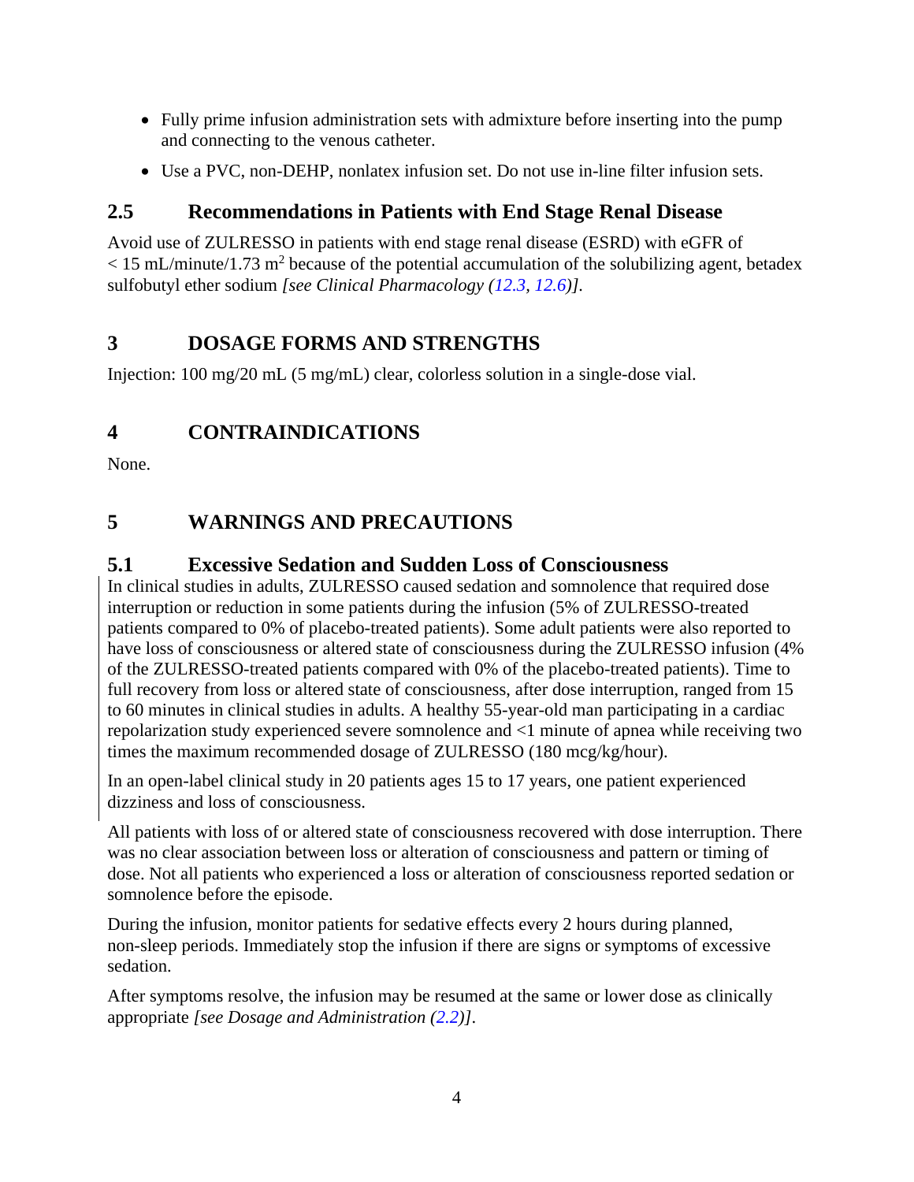- Fully prime infusion administration sets with admixture before inserting into the pump and connecting to the venous catheter.
- Use a PVC, non-DEHP, nonlatex infusion set. Do not use in-line filter infusion sets.

## 2.5 Recommendations in Patients with End Stage Renal Disease

Avoid use of ZULRESSO in patients with end stage renal disease (ESRD) with eGFR of $< 15$ mL/minute/1.73 $m^2$ because of the potential accumulation of the solubilizing agent, betadex sulfobutyl ether sodium *[see Clinical Pharmacology (12.3, 12.6)]*.

# 3 DOSAGE FORMS AND STRENGTHS

Injection: 100 mg/20 mL (5 mg/mL) clear, colorless solution in a single-dose vial.

# 4 CONTRAINDICATIONS

None.

# 5 WARNINGS AND PRECAUTIONS

## 5.1 Excessive Sedation and Sudden Loss of Consciousness

In clinical studies in adults, ZULRESSO caused sedation and somnolence that required dose interruption or reduction in some patients during the infusion (5% of ZULRESSO-treated patients compared to 0% of placebo-treated patients). Some adult patients were also reported to have loss of consciousness or altered state of consciousness during the ZULRESSO infusion (4% of the ZULRESSO-treated patients compared with 0% of the placebo-treated patients). Time to full recovery from loss or altered state of consciousness, after dose interruption, ranged from 15 to 60 minutes in clinical studies in adults. A healthy 55-year-old man participating in a cardiac repolarization study experienced severe somnolence and <1 minute of apnea while receiving two times the maximum recommended dosage of ZULRESSO (180 mcg/kg/hour).

In an open-label clinical study in 20 patients ages 15 to 17 years, one patient experienced dizziness and loss of consciousness.

All patients with loss of or altered state of consciousness recovered with dose interruption. There was no clear association between loss or alteration of consciousness and pattern or timing of dose. Not all patients who experienced a loss or alteration of consciousness reported sedation or somnolence before the episode.

During the infusion, monitor patients for sedative effects every 2 hours during planned, non-sleep periods. Immediately stop the infusion if there are signs or symptoms of excessive sedation.

After symptoms resolve, the infusion may be resumed at the same or lower dose as clinically appropriate *[see Dosage and Administration (2.2)]*.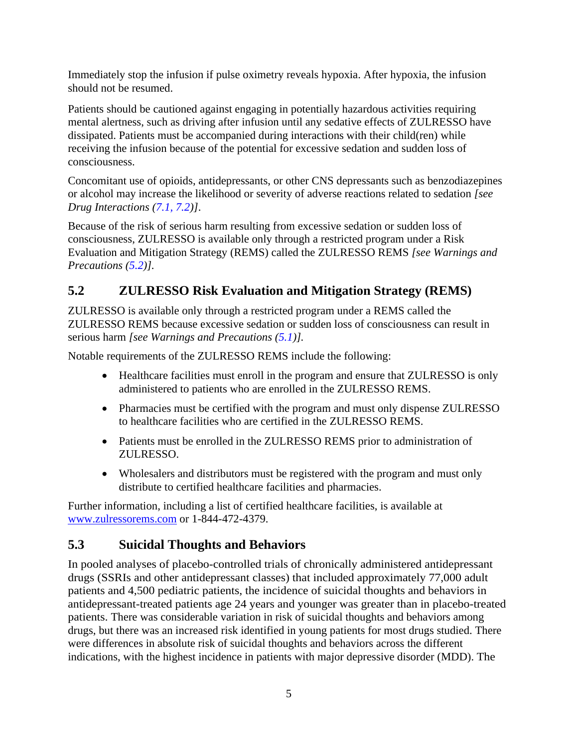Immediately stop the infusion if pulse oximetry reveals hypoxia. After hypoxia, the infusion should not be resumed.

Patients should be cautioned against engaging in potentially hazardous activities requiring mental alertness, such as driving after infusion until any sedative effects of ZULRESSO have dissipated. Patients must be accompanied during interactions with their child(ren) while receiving the infusion because of the potential for excessive sedation and sudden loss of consciousness.

Concomitant use of opioids, antidepressants, or other CNS depressants such as benzodiazepines or alcohol may increase the likelihood or severity of adverse reactions related to sedation *[see Drug Interactions (7.1, 7.2)]*.

Because of the risk of serious harm resulting from excessive sedation or sudden loss of consciousness, ZULRESSO is available only through a restricted program under a Risk Evaluation and Mitigation Strategy (REMS) called the ZULRESSO REMS *[see Warnings and Precautions (5.2)]*.

## 5.2 ZULRESSO Risk Evaluation and Mitigation Strategy (REMS)

ZULRESSO is available only through a restricted program under a REMS called the ZULRESSO REMS because excessive sedation or sudden loss of consciousness can result in serious harm *[see Warnings and Precautions (5.1)]*.

Notable requirements of the ZULRESSO REMS include the following:

- Healthcare facilities must enroll in the program and ensure that ZULRESSO is only administered to patients who are enrolled in the ZULRESSO REMS.
- Pharmacies must be certified with the program and must only dispense ZULRESSO to healthcare facilities who are certified in the ZULRESSO REMS.
- Patients must be enrolled in the ZULRESSO REMS prior to administration of ZULRESSO.
- Wholesalers and distributors must be registered with the program and must only distribute to certified healthcare facilities and pharmacies.

Further information, including a list of certified healthcare facilities, is available at www.zulressorems.com or 1-844-472-4379.

## 5.3 Suicidal Thoughts and Behaviors

In pooled analyses of placebo-controlled trials of chronically administered antidepressant drugs (SSRIs and other antidepressant classes) that included approximately 77,000 adult patients and 4,500 pediatric patients, the incidence of suicidal thoughts and behaviors in antidepressant-treated patients age 24 years and younger was greater than in placebo-treated patients. There was considerable variation in risk of suicidal thoughts and behaviors among drugs, but there was an increased risk identified in young patients for most drugs studied. There were differences in absolute risk of suicidal thoughts and behaviors across the different indications, with the highest incidence in patients with major depressive disorder (MDD). The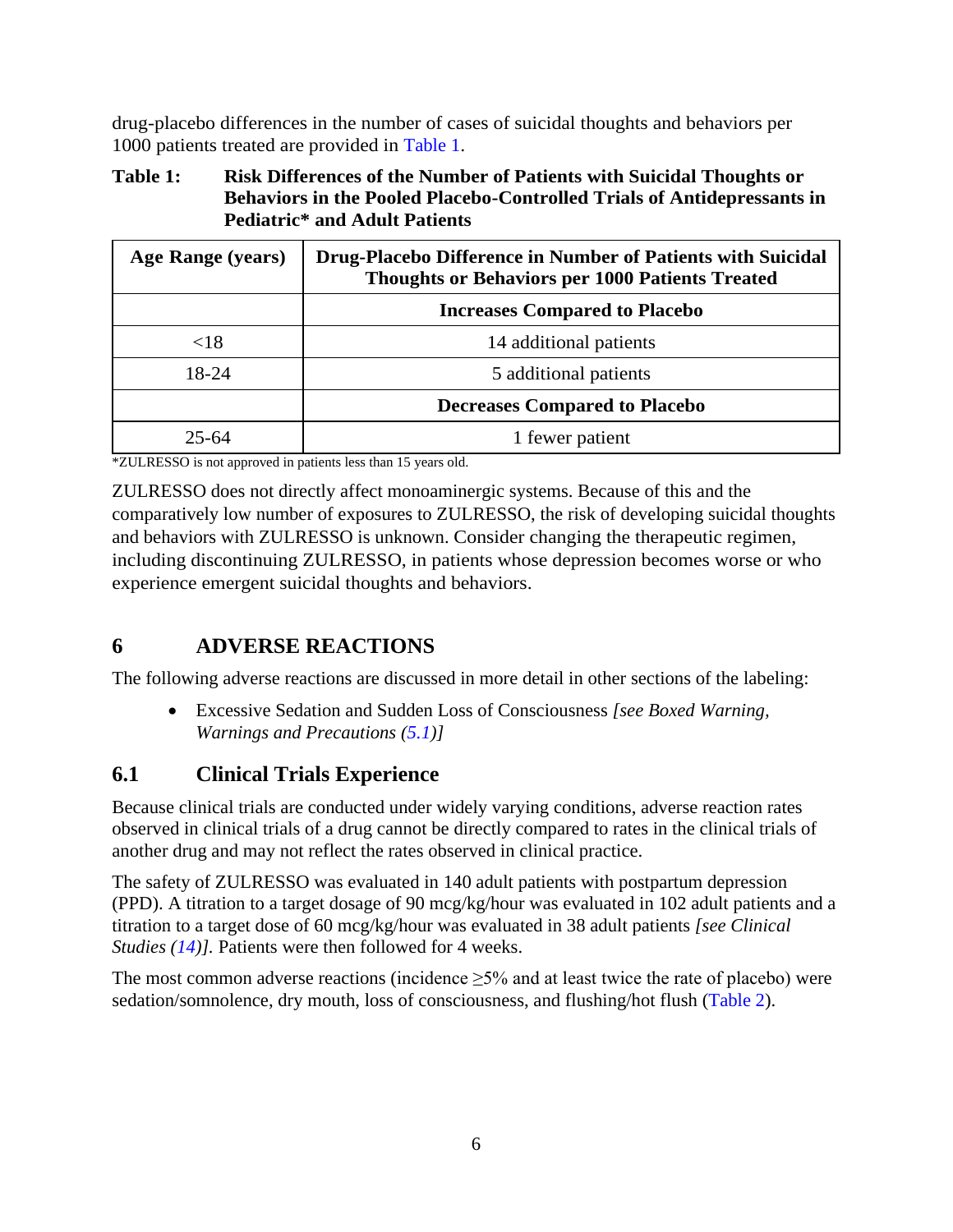drug-placebo differences in the number of cases of suicidal thoughts and behaviors per 1000 patients treated are provided in Table 1.

**Table 1: Risk Differences of the Number of Patients with Suicidal Thoughts or Behaviors in the Pooled Placebo-Controlled Trials of Antidepressants in Pediatric* and Adult Patients**

| Age Range (years) | Drug-Placebo Difference in Number of Patients with Suicidal Thoughts or Behaviors per 1000 Patients Treated |
|---|---|
| | **Increases Compared to Placebo** |
| <18 | 14 additional patients |
| 18-24 | 5 additional patients |
| | **Decreases Compared to Placebo** |
| 25-64 | 1 fewer patient |

*ZULRESSO is not approved in patients less than 15 years old.

ZULRESSO does not directly affect monoaminergic systems. Because of this and the comparatively low number of exposures to ZULRESSO, the risk of developing suicidal thoughts and behaviors with ZULRESSO is unknown. Consider changing the therapeutic regimen, including discontinuing ZULRESSO, in patients whose depression becomes worse or who experience emergent suicidal thoughts and behaviors.

# 6 ADVERSE REACTIONS

The following adverse reactions are discussed in more detail in other sections of the labeling:

- Excessive Sedation and Sudden Loss of Consciousness *[see Boxed Warning, Warnings and Precautions (5.1)]*

## 6.1 Clinical Trials Experience

Because clinical trials are conducted under widely varying conditions, adverse reaction rates observed in clinical trials of a drug cannot be directly compared to rates in the clinical trials of another drug and may not reflect the rates observed in clinical practice.

The safety of ZULRESSO was evaluated in 140 adult patients with postpartum depression (PPD). A titration to a target dosage of 90 mcg/kg/hour was evaluated in 102 adult patients and a titration to a target dose of 60 mcg/kg/hour was evaluated in 38 adult patients *[see Clinical Studies (14)]*. Patients were then followed for 4 weeks.

The most common adverse reactions (incidence ≥5% and at least twice the rate of placebo) were sedation/somnolence, dry mouth, loss of consciousness, and flushing/hot flush (Table 2).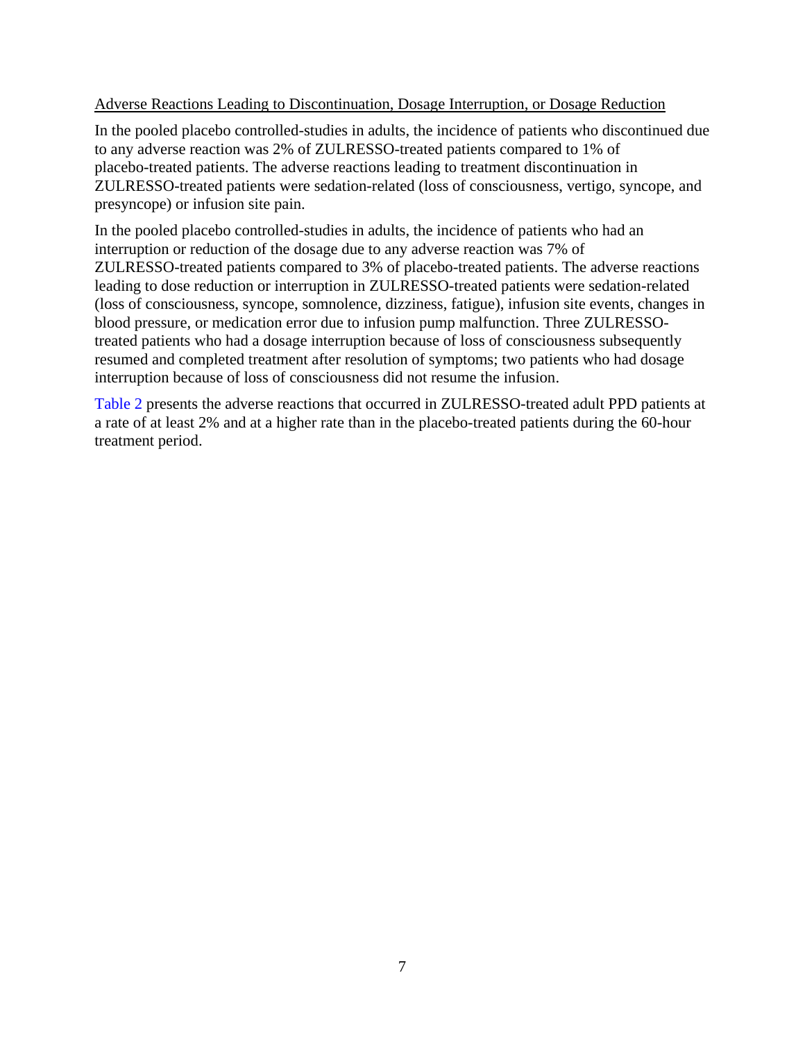Adverse Reactions Leading to Discontinuation, Dosage Interruption, or Dosage Reduction

In the pooled placebo controlled-studies in adults, the incidence of patients who discontinued due to any adverse reaction was 2% of ZULRESSO-treated patients compared to 1% of placebo-treated patients. The adverse reactions leading to treatment discontinuation in ZULRESSO-treated patients were sedation-related (loss of consciousness, vertigo, syncope, and presyncope) or infusion site pain.

In the pooled placebo controlled-studies in adults, the incidence of patients who had an interruption or reduction of the dosage due to any adverse reaction was 7% of ZULRESSO-treated patients compared to 3% of placebo-treated patients. The adverse reactions leading to dose reduction or interruption in ZULRESSO-treated patients were sedation-related (loss of consciousness, syncope, somnolence, dizziness, fatigue), infusion site events, changes in blood pressure, or medication error due to infusion pump malfunction. Three ZULRESSO-treated patients who had a dosage interruption because of loss of consciousness subsequently resumed and completed treatment after resolution of symptoms; two patients who had dosage interruption because of loss of consciousness did not resume the infusion.

Table 2 presents the adverse reactions that occurred in ZULRESSO-treated adult PPD patients at a rate of at least 2% and at a higher rate than in the placebo-treated patients during the 60-hour treatment period.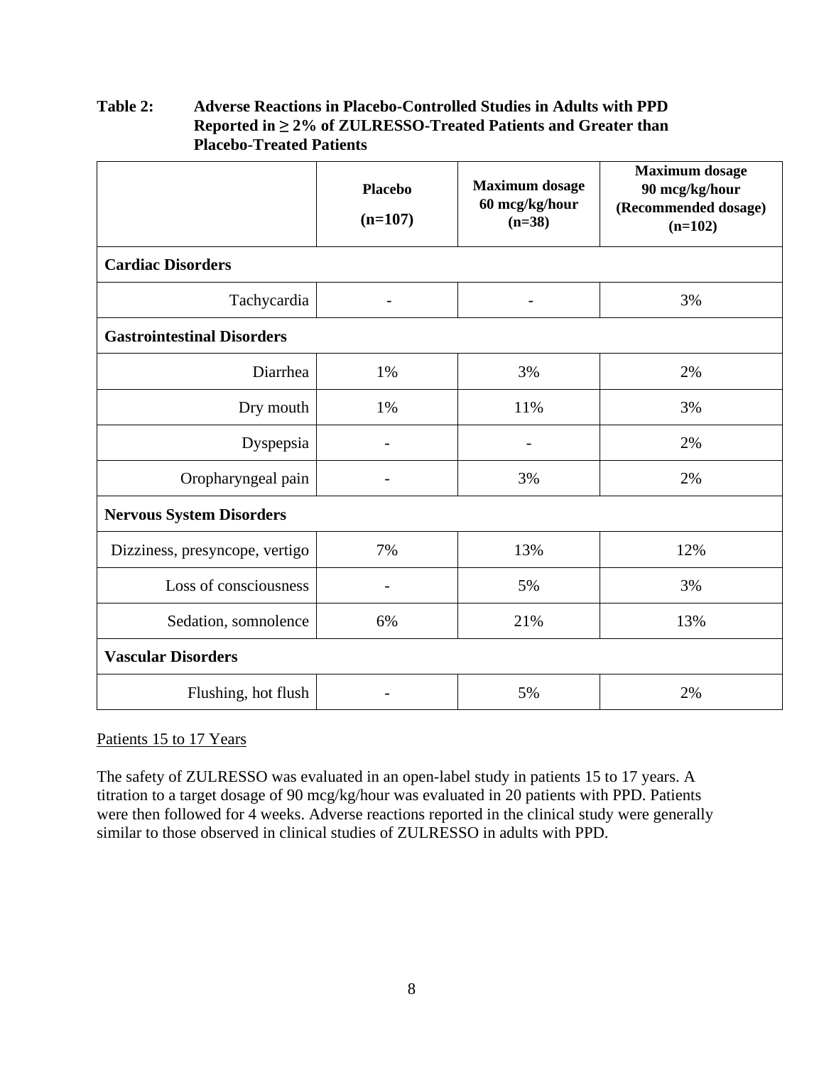**Table 2: Adverse Reactions in Placebo-Controlled Studies in Adults with PPD Reported in ≥ 2% of ZULRESSO-Treated Patients and Greater than Placebo-Treated Patients**

| | Placebo (n=107) | Maximum dosage 60 mcg/kg/hour (n=38) | Maximum dosage 90 mcg/kg/hour (Recommended dosage) (n=102) |
|---|---|---|---|
| **Cardiac Disorders** | | | |
| Tachycardia | - | - | 3% |
| **Gastrointestinal Disorders** | | | |
| Diarrhea | 1% | 3% | 2% |
| Dry mouth | 1% | 11% | 3% |
| Dyspepsia | - | - | 2% |
| Oropharyngeal pain | - | 3% | 2% |
| **Nervous System Disorders** | | | |
| Dizziness, presyncope, vertigo | 7% | 13% | 12% |
| Loss of consciousness | - | 5% | 3% |
| Sedation, somnolence | 6% | 21% | 13% |
| **Vascular Disorders** | | | |
| Flushing, hot flush | - | 5% | 2% |

<u>Patients 15 to 17 Years</u>

The safety of ZULRESSO was evaluated in an open-label study in patients 15 to 17 years. A titration to a target dosage of 90 mcg/kg/hour was evaluated in 20 patients with PPD. Patients were then followed for 4 weeks. Adverse reactions reported in the clinical study were generally similar to those observed in clinical studies of ZULRESSO in adults with PPD.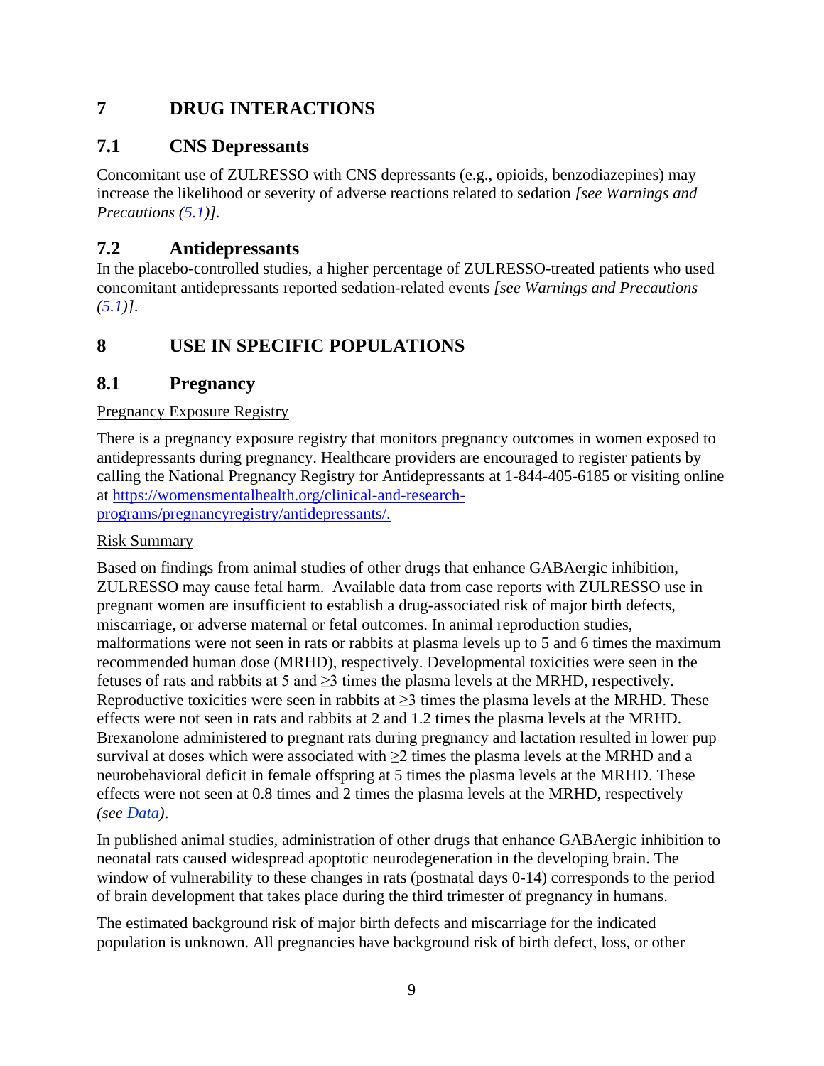## 7 DRUG INTERACTIONS

### 7.1 CNS Depressants

Concomitant use of ZULRESSO with CNS depressants (e.g., opioids, benzodiazepines) may increase the likelihood or severity of adverse reactions related to sedation *[see Warnings and Precautions (5.1)]*.

### 7.2 Antidepressants

In the placebo-controlled studies, a higher percentage of ZULRESSO-treated patients who used concomitant antidepressants reported sedation-related events *[see Warnings and Precautions (5.1)]*.

## 8 USE IN SPECIFIC POPULATIONS

### 8.1 Pregnancy

Pregnancy Exposure Registry

There is a pregnancy exposure registry that monitors pregnancy outcomes in women exposed to antidepressants during pregnancy. Healthcare providers are encouraged to register patients by calling the National Pregnancy Registry for Antidepressants at 1-844-405-6185 or visiting online at https://womensmentalhealth.org/clinical-and-research-programs/pregnancyregistry/antidepressants/.

Risk Summary

Based on findings from animal studies of other drugs that enhance GABAergic inhibition, ZULRESSO may cause fetal harm. Available data from case reports with ZULRESSO use in pregnant women are insufficient to establish a drug-associated risk of major birth defects, miscarriage, or adverse maternal or fetal outcomes. In animal reproduction studies, malformations were not seen in rats or rabbits at plasma levels up to 5 and 6 times the maximum recommended human dose (MRHD), respectively. Developmental toxicities were seen in the fetuses of rats and rabbits at 5 and ≥3 times the plasma levels at the MRHD, respectively. Reproductive toxicities were seen in rabbits at ≥3 times the plasma levels at the MRHD. These effects were not seen in rats and rabbits at 2 and 1.2 times the plasma levels at the MRHD. Brexanolone administered to pregnant rats during pregnancy and lactation resulted in lower pup survival at doses which were associated with ≥2 times the plasma levels at the MRHD and a neurobehavioral deficit in female offspring at 5 times the plasma levels at the MRHD. These effects were not seen at 0.8 times and 2 times the plasma levels at the MRHD, respectively *(see Data)*.

In published animal studies, administration of other drugs that enhance GABAergic inhibition to neonatal rats caused widespread apoptotic neurodegeneration in the developing brain. The window of vulnerability to these changes in rats (postnatal days 0-14) corresponds to the period of brain development that takes place during the third trimester of pregnancy in humans.

The estimated background risk of major birth defects and miscarriage for the indicated population is unknown. All pregnancies have background risk of birth defect, loss, or other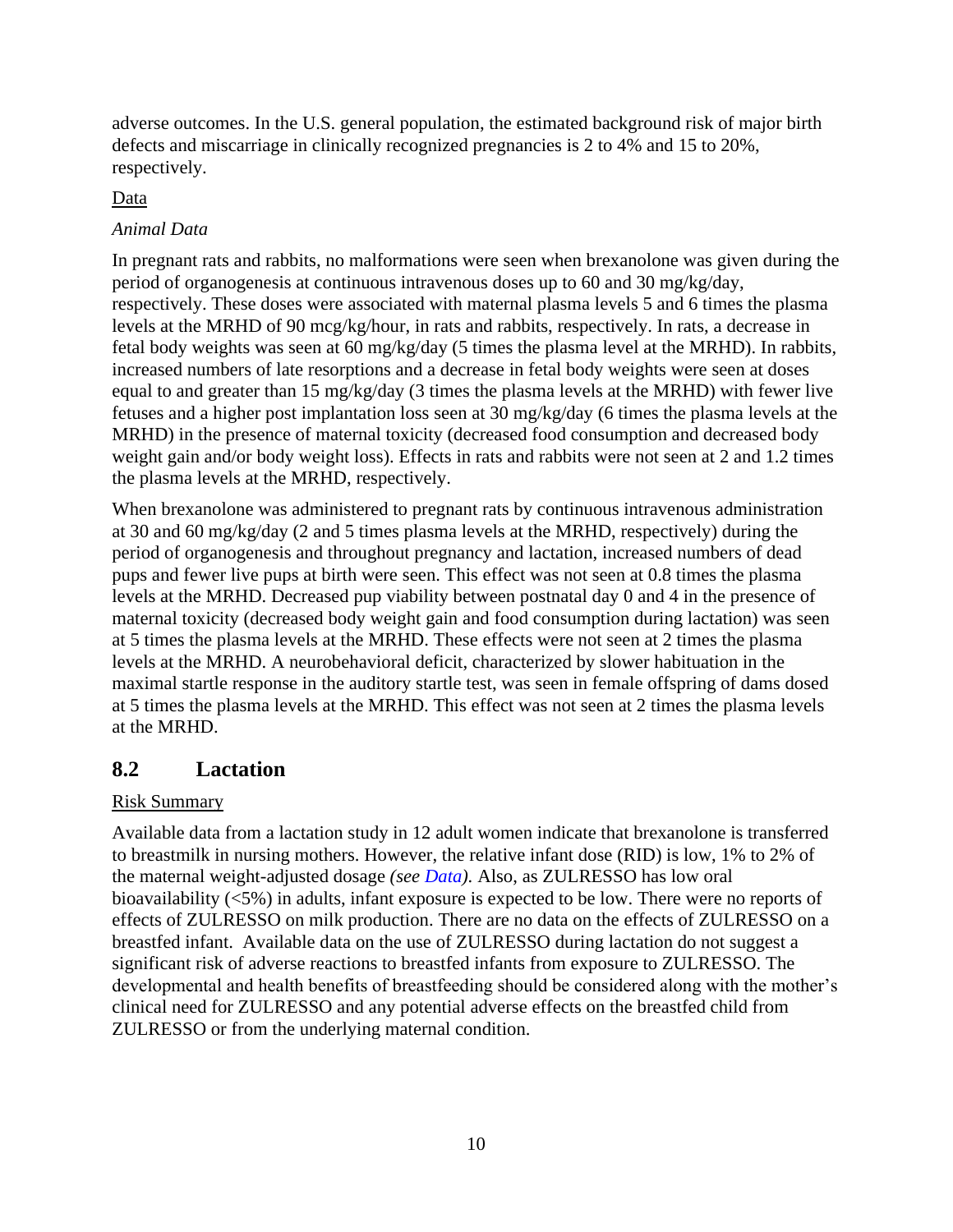adverse outcomes. In the U.S. general population, the estimated background risk of major birth defects and miscarriage in clinically recognized pregnancies is 2 to 4% and 15 to 20%, respectively.

<u>Data</u>

*Animal Data*

In pregnant rats and rabbits, no malformations were seen when brexanolone was given during the period of organogenesis at continuous intravenous doses up to 60 and 30 mg/kg/day, respectively. These doses were associated with maternal plasma levels 5 and 6 times the plasma levels at the MRHD of 90 mcg/kg/hour, in rats and rabbits, respectively. In rats, a decrease in fetal body weights was seen at 60 mg/kg/day (5 times the plasma level at the MRHD). In rabbits, increased numbers of late resorptions and a decrease in fetal body weights were seen at doses equal to and greater than 15 mg/kg/day (3 times the plasma levels at the MRHD) with fewer live fetuses and a higher post implantation loss seen at 30 mg/kg/day (6 times the plasma levels at the MRHD) in the presence of maternal toxicity (decreased food consumption and decreased body weight gain and/or body weight loss). Effects in rats and rabbits were not seen at 2 and 1.2 times the plasma levels at the MRHD, respectively.

When brexanolone was administered to pregnant rats by continuous intravenous administration at 30 and 60 mg/kg/day (2 and 5 times plasma levels at the MRHD, respectively) during the period of organogenesis and throughout pregnancy and lactation, increased numbers of dead pups and fewer live pups at birth were seen. This effect was not seen at 0.8 times the plasma levels at the MRHD. Decreased pup viability between postnatal day 0 and 4 in the presence of maternal toxicity (decreased body weight gain and food consumption during lactation) was seen at 5 times the plasma levels at the MRHD. These effects were not seen at 2 times the plasma levels at the MRHD. A neurobehavioral deficit, characterized by slower habituation in the maximal startle response in the auditory startle test, was seen in female offspring of dams dosed at 5 times the plasma levels at the MRHD. This effect was not seen at 2 times the plasma levels at the MRHD.

## 8.2 Lactation

<u>Risk Summary</u>

Available data from a lactation study in 12 adult women indicate that brexanolone is transferred to breastmilk in nursing mothers. However, the relative infant dose (RID) is low, 1% to 2% of the maternal weight-adjusted dosage *(see Data).* Also, as ZULRESSO has low oral bioavailability (<5%) in adults, infant exposure is expected to be low. There were no reports of effects of ZULRESSO on milk production. There are no data on the effects of ZULRESSO on a breastfed infant. Available data on the use of ZULRESSO during lactation do not suggest a significant risk of adverse reactions to breastfed infants from exposure to ZULRESSO. The developmental and health benefits of breastfeeding should be considered along with the mother's clinical need for ZULRESSO and any potential adverse effects on the breastfed child from ZULRESSO or from the underlying maternal condition.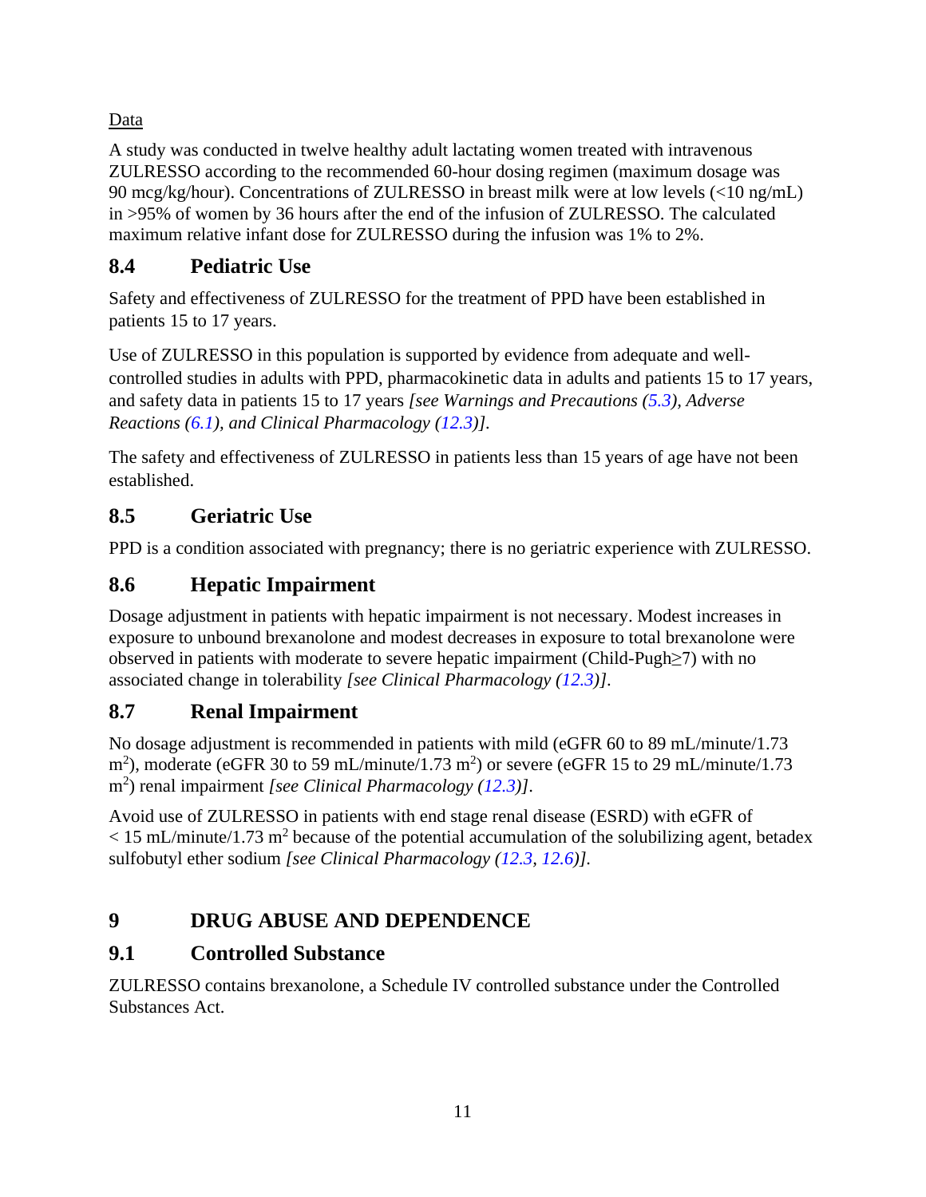Data

A study was conducted in twelve healthy adult lactating women treated with intravenous ZULRESSO according to the recommended 60-hour dosing regimen (maximum dosage was 90 mcg/kg/hour). Concentrations of ZULRESSO in breast milk were at low levels (<10 ng/mL) in >95% of women by 36 hours after the end of the infusion of ZULRESSO. The calculated maximum relative infant dose for ZULRESSO during the infusion was 1% to 2%.

## 8.4 Pediatric Use

Safety and effectiveness of ZULRESSO for the treatment of PPD have been established in patients 15 to 17 years.

Use of ZULRESSO in this population is supported by evidence from adequate and well-controlled studies in adults with PPD, pharmacokinetic data in adults and patients 15 to 17 years, and safety data in patients 15 to 17 years *[see Warnings and Precautions (5.3), Adverse Reactions (6.1), and Clinical Pharmacology (12.3)]*.

The safety and effectiveness of ZULRESSO in patients less than 15 years of age have not been established.

## 8.5 Geriatric Use

PPD is a condition associated with pregnancy; there is no geriatric experience with ZULRESSO.

## 8.6 Hepatic Impairment

Dosage adjustment in patients with hepatic impairment is not necessary. Modest increases in exposure to unbound brexanolone and modest decreases in exposure to total brexanolone were observed in patients with moderate to severe hepatic impairment (Child-Pugh≥7) with no associated change in tolerability *[see Clinical Pharmacology (12.3)]*.

## 8.7 Renal Impairment

No dosage adjustment is recommended in patients with mild (eGFR 60 to 89 mL/minute/1.73 $m^2$), moderate (eGFR 30 to 59 mL/minute/1.73 $m^2$) or severe (eGFR 15 to 29 mL/minute/1.73 $m^2$) renal impairment *[see Clinical Pharmacology (12.3)]*.

Avoid use of ZULRESSO in patients with end stage renal disease (ESRD) with eGFR of < 15 mL/minute/1.73 $m^2$ because of the potential accumulation of the solubilizing agent, betadex sulfobutyl ether sodium *[see Clinical Pharmacology (12.3, 12.6)]*.

# 9 DRUG ABUSE AND DEPENDENCE

## 9.1 Controlled Substance

ZULRESSO contains brexanolone, a Schedule IV controlled substance under the Controlled Substances Act.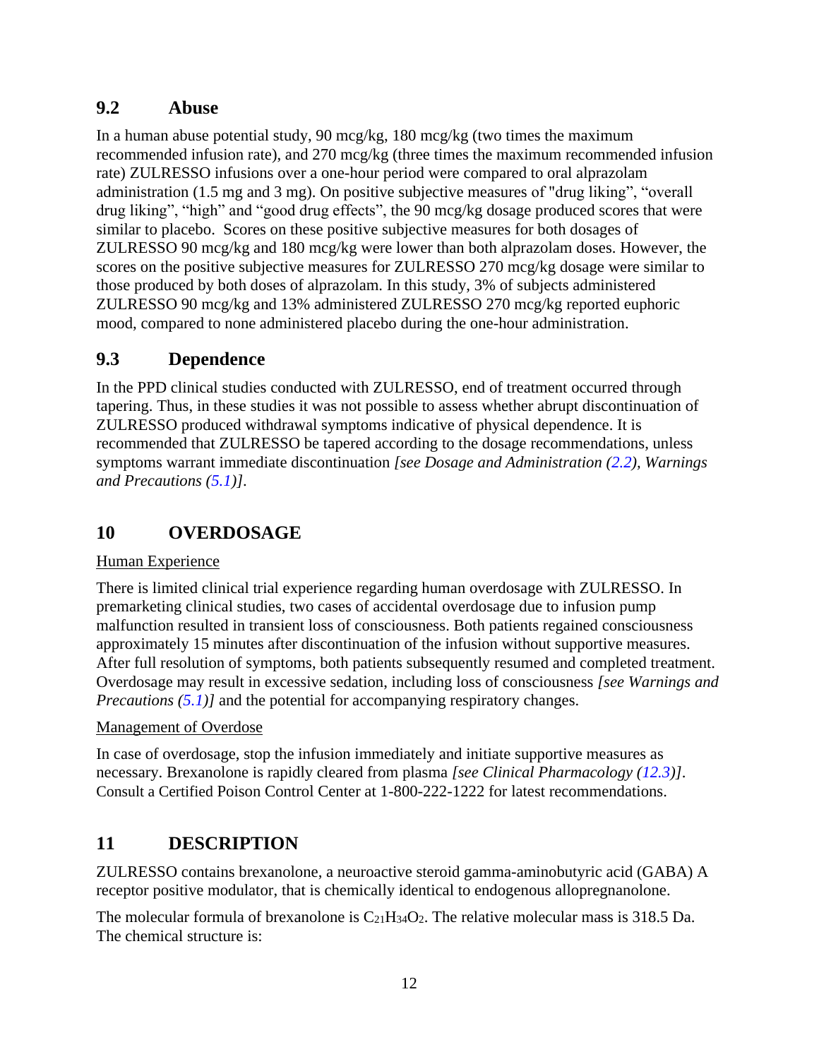## 9.2 Abuse

In a human abuse potential study, 90 mcg/kg, 180 mcg/kg (two times the maximum recommended infusion rate), and 270 mcg/kg (three times the maximum recommended infusion rate) ZULRESSO infusions over a one-hour period were compared to oral alprazolam administration (1.5 mg and 3 mg). On positive subjective measures of "drug liking", "overall drug liking", "high" and "good drug effects", the 90 mcg/kg dosage produced scores that were similar to placebo. Scores on these positive subjective measures for both dosages of ZULRESSO 90 mcg/kg and 180 mcg/kg were lower than both alprazolam doses. However, the scores on the positive subjective measures for ZULRESSO 270 mcg/kg dosage were similar to those produced by both doses of alprazolam. In this study, 3% of subjects administered ZULRESSO 90 mcg/kg and 13% administered ZULRESSO 270 mcg/kg reported euphoric mood, compared to none administered placebo during the one-hour administration.

## 9.3 Dependence

In the PPD clinical studies conducted with ZULRESSO, end of treatment occurred through tapering. Thus, in these studies it was not possible to assess whether abrupt discontinuation of ZULRESSO produced withdrawal symptoms indicative of physical dependence. It is recommended that ZULRESSO be tapered according to the dosage recommendations, unless symptoms warrant immediate discontinuation *[see Dosage and Administration (2.2), Warnings and Precautions (5.1)]*.

# 10 OVERDOSAGE

Human Experience

There is limited clinical trial experience regarding human overdosage with ZULRESSO. In premarketing clinical studies, two cases of accidental overdosage due to infusion pump malfunction resulted in transient loss of consciousness. Both patients regained consciousness approximately 15 minutes after discontinuation of the infusion without supportive measures. After full resolution of symptoms, both patients subsequently resumed and completed treatment. Overdosage may result in excessive sedation, including loss of consciousness *[see Warnings and Precautions (5.1)]* and the potential for accompanying respiratory changes.

Management of Overdose

In case of overdosage, stop the infusion immediately and initiate supportive measures as necessary. Brexanolone is rapidly cleared from plasma *[see Clinical Pharmacology (12.3)]*. Consult a Certified Poison Control Center at 1-800-222-1222 for latest recommendations.

# 11 DESCRIPTION

ZULRESSO contains brexanolone, a neuroactive steroid gamma-aminobutyric acid (GABA) A receptor positive modulator, that is chemically identical to endogenous allopregnanolone.

The molecular formula of brexanolone is $C_{21}H_{34}O_2$. The relative molecular mass is 318.5 Da. The chemical structure is: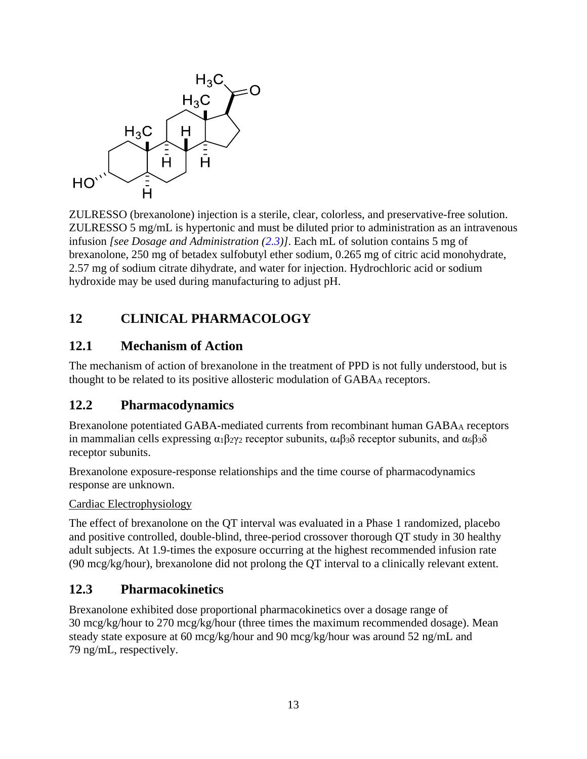ZULRESSO (brexanolone) injection is a sterile, clear, colorless, and preservative-free solution. ZULRESSO 5 mg/mL is hypertonic and must be diluted prior to administration as an intravenous infusion *[see Dosage and Administration (2.3)]*. Each mL of solution contains 5 mg of brexanolone, 250 mg of betadex sulfobutyl ether sodium, 0.265 mg of citric acid monohydrate, 2.57 mg of sodium citrate dihydrate, and water for injection. Hydrochloric acid or sodium hydroxide may be used during manufacturing to adjust pH.

## 12 CLINICAL PHARMACOLOGY

### 12.1 Mechanism of Action

The mechanism of action of brexanolone in the treatment of PPD is not fully understood, but is thought to be related to its positive allosteric modulation of $GABA_A$ receptors.

### 12.2 Pharmacodynamics

Brexanolone potentiated GABA-mediated currents from recombinant human $GABA_A$ receptors in mammalian cells expressing $\alpha_1\beta_2\gamma_2$ receptor subunits, $\alpha_4\beta_3\delta$ receptor subunits, and $\alpha_6\beta_3\delta$ receptor subunits.

Brexanolone exposure-response relationships and the time course of pharmacodynamics response are unknown.

Cardiac Electrophysiology

The effect of brexanolone on the QT interval was evaluated in a Phase 1 randomized, placebo and positive controlled, double-blind, three-period crossover thorough QT study in 30 healthy adult subjects. At 1.9-times the exposure occurring at the highest recommended infusion rate (90 mcg/kg/hour), brexanolone did not prolong the QT interval to a clinically relevant extent.

### 12.3 Pharmacokinetics

Brexanolone exhibited dose proportional pharmacokinetics over a dosage range of 30 mcg/kg/hour to 270 mcg/kg/hour (three times the maximum recommended dosage). Mean steady state exposure at 60 mcg/kg/hour and 90 mcg/kg/hour was around 52 ng/mL and 79 ng/mL, respectively.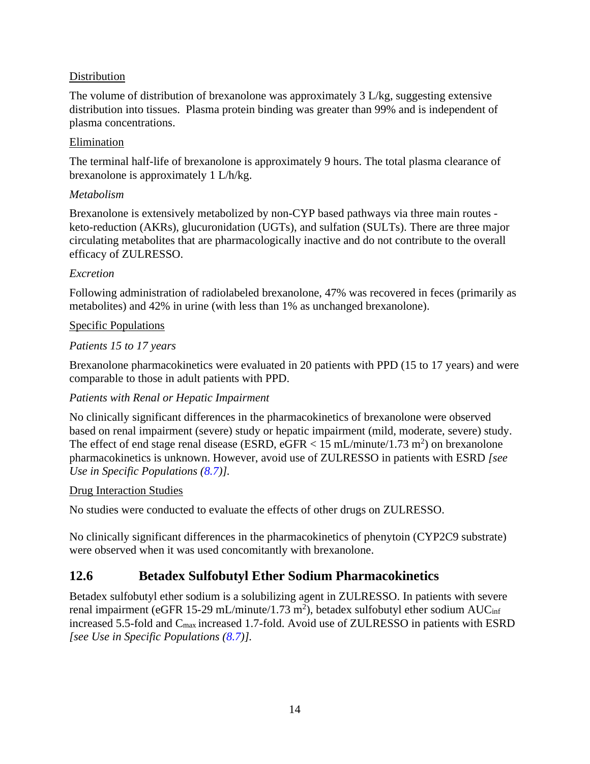Distribution

The volume of distribution of brexanolone was approximately 3 L/kg, suggesting extensive distribution into tissues. Plasma protein binding was greater than 99% and is independent of plasma concentrations.

Elimination

The terminal half-life of brexanolone is approximately 9 hours. The total plasma clearance of brexanolone is approximately 1 L/h/kg.

*Metabolism*

Brexanolone is extensively metabolized by non-CYP based pathways via three main routes - keto-reduction (AKRs), glucuronidation (UGTs), and sulfation (SULTs). There are three major circulating metabolites that are pharmacologically inactive and do not contribute to the overall efficacy of ZULRESSO.

*Excretion*

Following administration of radiolabeled brexanolone, 47% was recovered in feces (primarily as metabolites) and 42% in urine (with less than 1% as unchanged brexanolone).

Specific Populations

*Patients 15 to 17 years*

Brexanolone pharmacokinetics were evaluated in 20 patients with PPD (15 to 17 years) and were comparable to those in adult patients with PPD.

*Patients with Renal or Hepatic Impairment*

No clinically significant differences in the pharmacokinetics of brexanolone were observed based on renal impairment (severe) study or hepatic impairment (mild, moderate, severe) study. The effect of end stage renal disease (ESRD, eGFR < 15 mL/minute/1.73 $m^2$) on brexanolone pharmacokinetics is unknown. However, avoid use of ZULRESSO in patients with ESRD *[see Use in Specific Populations (8.7)]*.

Drug Interaction Studies

No studies were conducted to evaluate the effects of other drugs on ZULRESSO.

No clinically significant differences in the pharmacokinetics of phenytoin (CYP2C9 substrate) were observed when it was used concomitantly with brexanolone.

## 12.6 Betadex Sulfobutyl Ether Sodium Pharmacokinetics

Betadex sulfobutyl ether sodium is a solubilizing agent in ZULRESSO. In patients with severe renal impairment (eGFR 15-29 mL/minute/1.73 $m^2$), betadex sulfobutyl ether sodium $AUC_{inf}$ increased 5.5-fold and $C_{max}$ increased 1.7-fold. Avoid use of ZULRESSO in patients with ESRD *[see Use in Specific Populations (8.7)]*.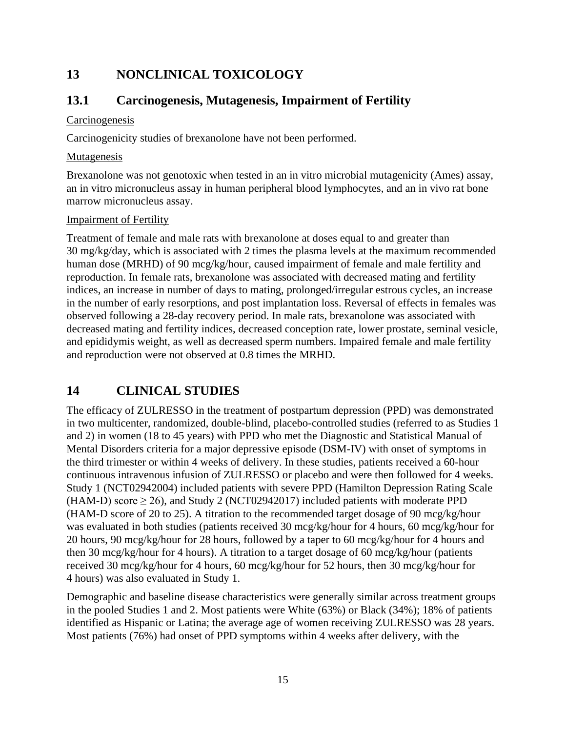# 13 NONCLINICAL TOXICOLOGY

## 13.1 Carcinogenesis, Mutagenesis, Impairment of Fertility

Carcinogenesis

Carcinogenicity studies of brexanolone have not been performed.

Mutagenesis

Brexanolone was not genotoxic when tested in an in vitro microbial mutagenicity (Ames) assay, an in vitro micronucleus assay in human peripheral blood lymphocytes, and an in vivo rat bone marrow micronucleus assay.

Impairment of Fertility

Treatment of female and male rats with brexanolone at doses equal to and greater than 30 mg/kg/day, which is associated with 2 times the plasma levels at the maximum recommended human dose (MRHD) of 90 mcg/kg/hour, caused impairment of female and male fertility and reproduction. In female rats, brexanolone was associated with decreased mating and fertility indices, an increase in number of days to mating, prolonged/irregular estrous cycles, an increase in the number of early resorptions, and post implantation loss. Reversal of effects in females was observed following a 28-day recovery period. In male rats, brexanolone was associated with decreased mating and fertility indices, decreased conception rate, lower prostate, seminal vesicle, and epididymis weight, as well as decreased sperm numbers. Impaired female and male fertility and reproduction were not observed at 0.8 times the MRHD.

# 14 CLINICAL STUDIES

The efficacy of ZULRESSO in the treatment of postpartum depression (PPD) was demonstrated in two multicenter, randomized, double-blind, placebo-controlled studies (referred to as Studies 1 and 2) in women (18 to 45 years) with PPD who met the Diagnostic and Statistical Manual of Mental Disorders criteria for a major depressive episode (DSM-IV) with onset of symptoms in the third trimester or within 4 weeks of delivery. In these studies, patients received a 60-hour continuous intravenous infusion of ZULRESSO or placebo and were then followed for 4 weeks. Study 1 (NCT02942004) included patients with severe PPD (Hamilton Depression Rating Scale (HAM-D) score ≥ 26), and Study 2 (NCT02942017) included patients with moderate PPD (HAM-D score of 20 to 25). A titration to the recommended target dosage of 90 mcg/kg/hour was evaluated in both studies (patients received 30 mcg/kg/hour for 4 hours, 60 mcg/kg/hour for 20 hours, 90 mcg/kg/hour for 28 hours, followed by a taper to 60 mcg/kg/hour for 4 hours and then 30 mcg/kg/hour for 4 hours). A titration to a target dosage of 60 mcg/kg/hour (patients received 30 mcg/kg/hour for 4 hours, 60 mcg/kg/hour for 52 hours, then 30 mcg/kg/hour for 4 hours) was also evaluated in Study 1.

Demographic and baseline disease characteristics were generally similar across treatment groups in the pooled Studies 1 and 2. Most patients were White (63%) or Black (34%); 18% of patients identified as Hispanic or Latina; the average age of women receiving ZULRESSO was 28 years. Most patients (76%) had onset of PPD symptoms within 4 weeks after delivery, with the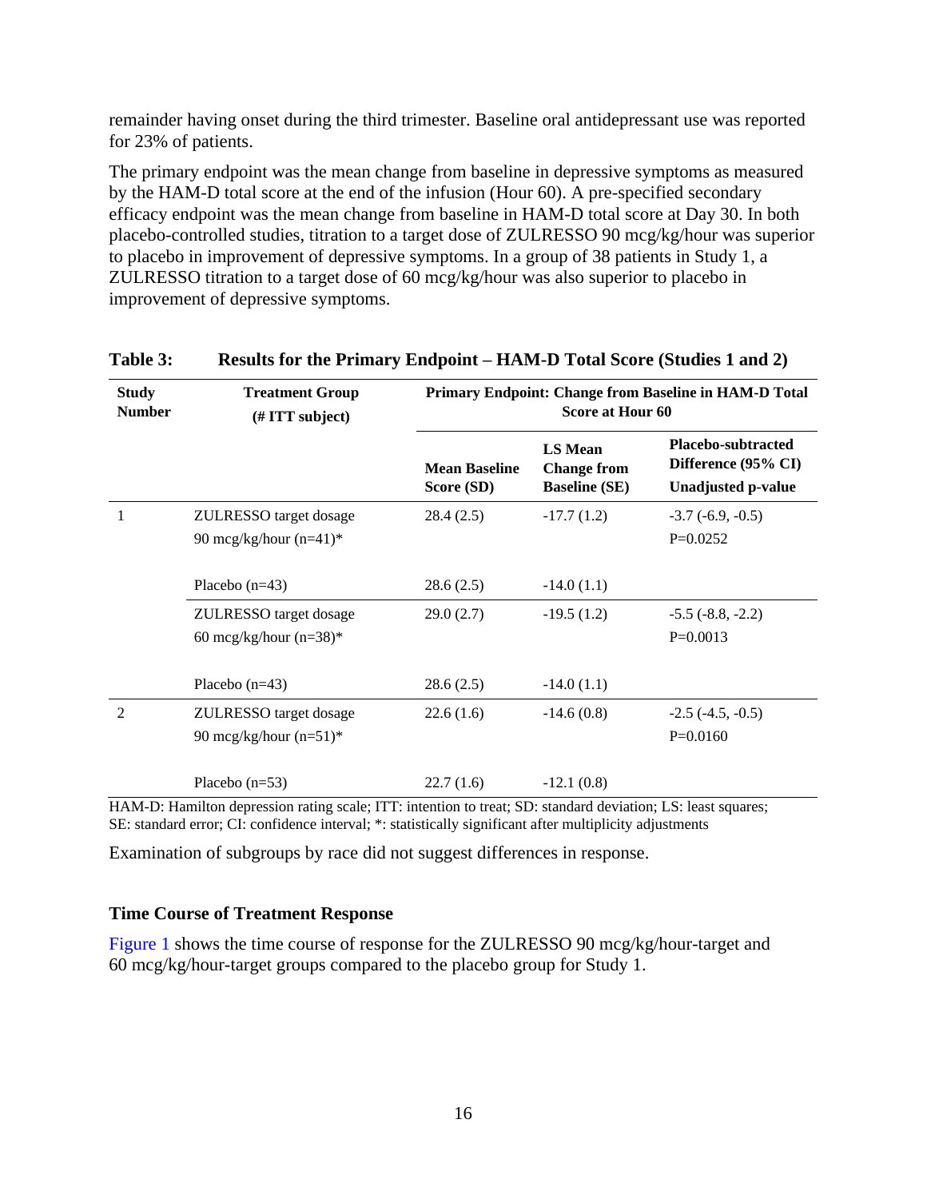remainder having onset during the third trimester. Baseline oral antidepressant use was reported for 23% of patients.

The primary endpoint was the mean change from baseline in depressive symptoms as measured by the HAM-D total score at the end of the infusion (Hour 60). A pre-specified secondary efficacy endpoint was the mean change from baseline in HAM-D total score at Day 30. In both placebo-controlled studies, titration to a target dose of ZULRESSO 90 mcg/kg/hour was superior to placebo in improvement of depressive symptoms. In a group of 38 patients in Study 1, a ZULRESSO titration to a target dose of 60 mcg/kg/hour was also superior to placebo in improvement of depressive symptoms.

**Table 3: Results for the Primary Endpoint – HAM-D Total Score (Studies 1 and 2)**

| Study Number | Treatment Group (# ITT subject) | Primary Endpoint: Change from Baseline in HAM-D Total Score at Hour 60 | | |
|---|---|---|---|---|
| | | Mean Baseline Score (SD) | LS Mean Change from Baseline (SE) | Placebo-subtracted Difference (95% CI) Unadjusted p-value |
| 1 | ZULRESSO target dosage 90 mcg/kg/hour (n=41)* | 28.4 (2.5) | -17.7 (1.2) | -3.7 (-6.9, -0.5) P=0.0252 |
| | Placebo (n=43) | 28.6 (2.5) | -14.0 (1.1) | |
| | ZULRESSO target dosage 60 mcg/kg/hour (n=38)* | 29.0 (2.7) | -19.5 (1.2) | -5.5 (-8.8, -2.2) P=0.0013 |
| | Placebo (n=43) | 28.6 (2.5) | -14.0 (1.1) | |
| 2 | ZULRESSO target dosage 90 mcg/kg/hour (n=51)* | 22.6 (1.6) | -14.6 (0.8) | -2.5 (-4.5, -0.5) P=0.0160 |
| | Placebo (n=53) | 22.7 (1.6) | -12.1 (0.8) | |

HAM-D: Hamilton depression rating scale; ITT: intention to treat; SD: standard deviation; LS: least squares; SE: standard error; CI: confidence interval; *: statistically significant after multiplicity adjustments

Examination of subgroups by race did not suggest differences in response.

### Time Course of Treatment Response

Figure 1 shows the time course of response for the ZULRESSO 90 mcg/kg/hour-target and 60 mcg/kg/hour-target groups compared to the placebo group for Study 1.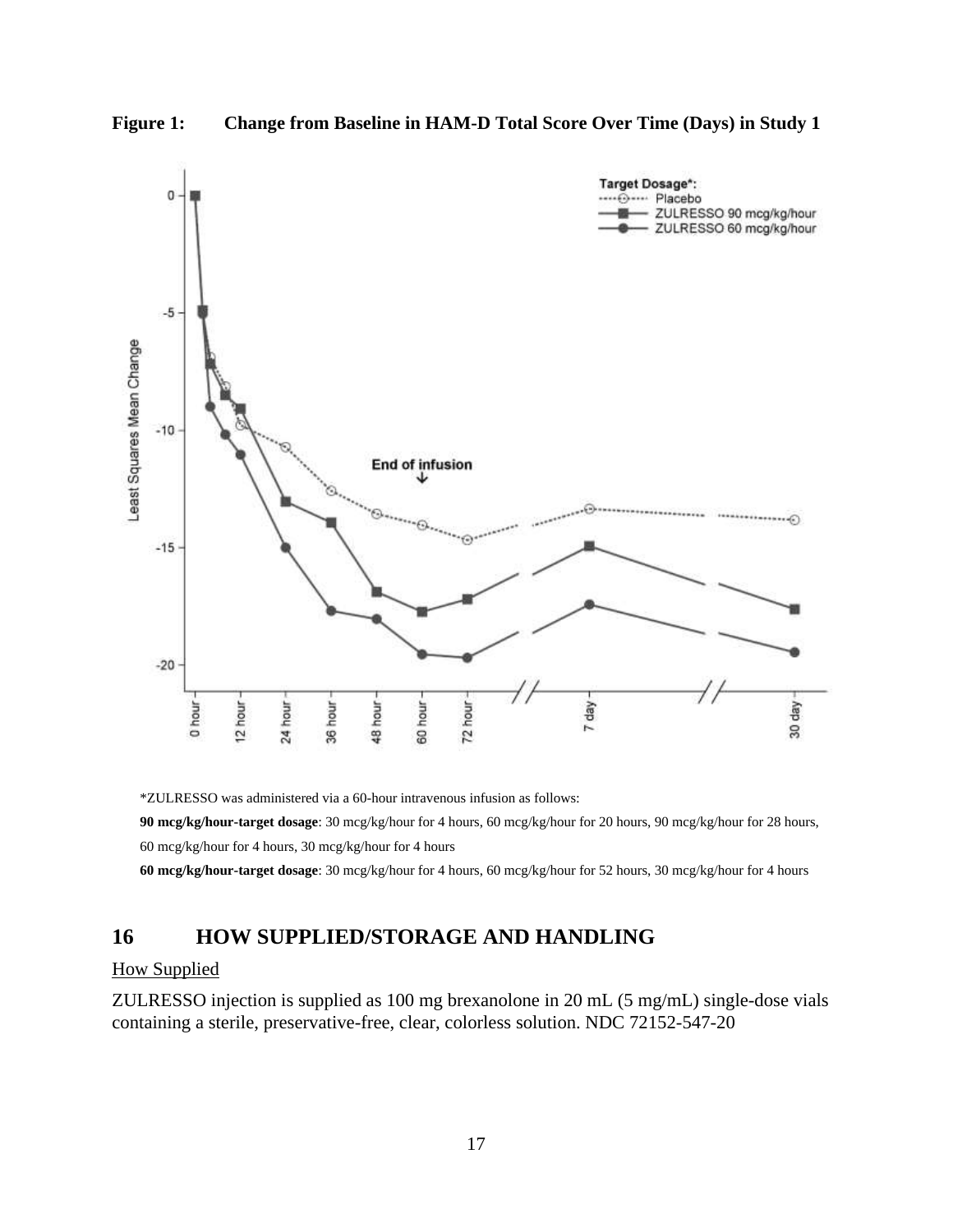**Figure 1: Change from Baseline in HAM-D Total Score Over Time (Days) in Study 1**

*ZULRESSO was administered via a 60-hour intravenous infusion as follows:

**90 mcg/kg/hour-target dosage**: 30 mcg/kg/hour for 4 hours, 60 mcg/kg/hour for 20 hours, 90 mcg/kg/hour for 28 hours, 60 mcg/kg/hour for 4 hours, 30 mcg/kg/hour for 4 hours

**60 mcg/kg/hour-target dosage**: 30 mcg/kg/hour for 4 hours, 60 mcg/kg/hour for 52 hours, 30 mcg/kg/hour for 4 hours

## 16 HOW SUPPLIED/STORAGE AND HANDLING

How Supplied

ZULRESSO injection is supplied as 100 mg brexanolone in 20 mL (5 mg/mL) single-dose vials containing a sterile, preservative-free, clear, colorless solution. NDC 72152-547-20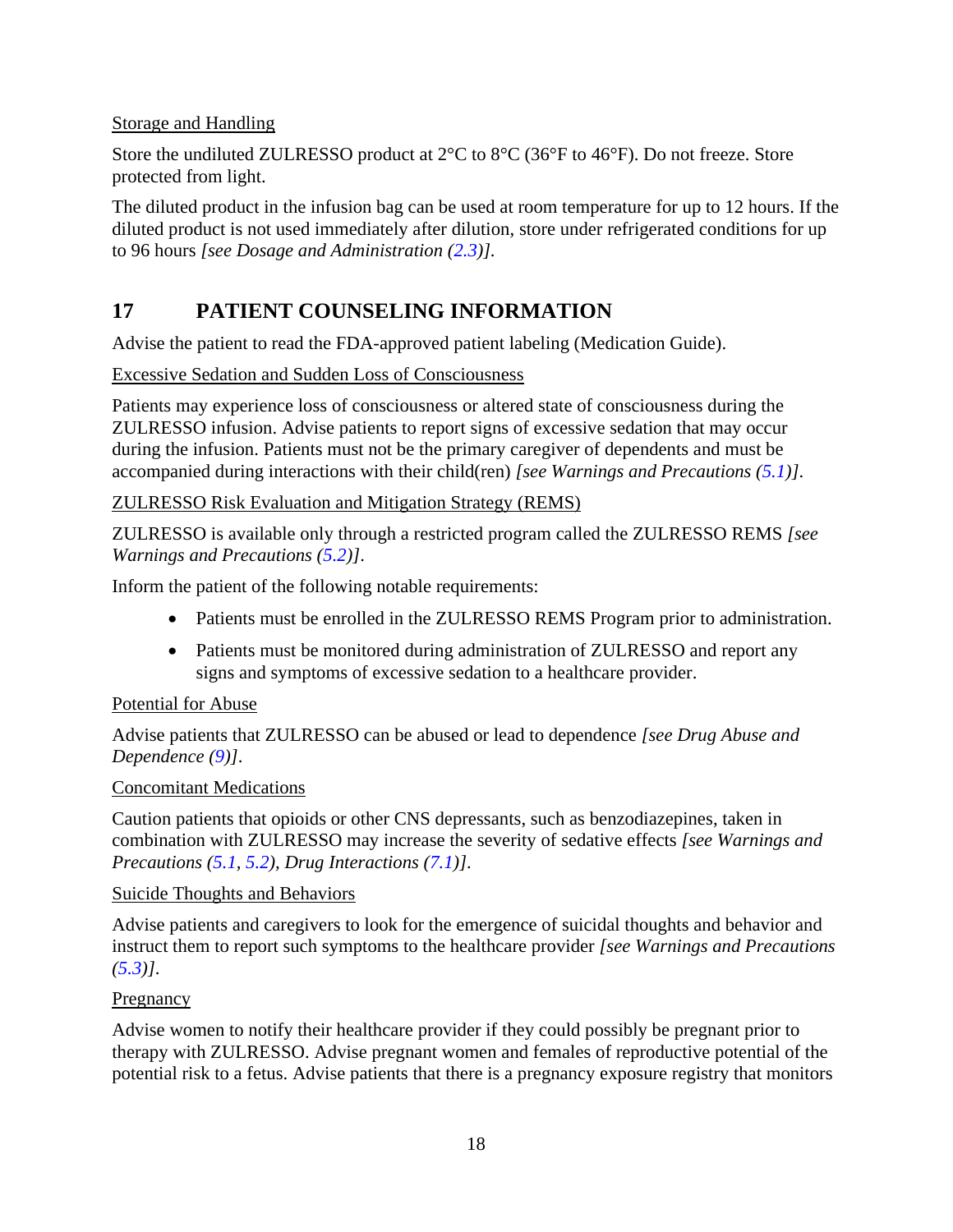Storage and Handling

Store the undiluted ZULRESSO product at 2°C to 8°C (36°F to 46°F). Do not freeze. Store protected from light.

The diluted product in the infusion bag can be used at room temperature for up to 12 hours. If the diluted product is not used immediately after dilution, store under refrigerated conditions for up to 96 hours *[see Dosage and Administration (2.3)]*.

## 17 PATIENT COUNSELING INFORMATION

Advise the patient to read the FDA-approved patient labeling (Medication Guide).

Excessive Sedation and Sudden Loss of Consciousness

Patients may experience loss of consciousness or altered state of consciousness during the ZULRESSO infusion. Advise patients to report signs of excessive sedation that may occur during the infusion. Patients must not be the primary caregiver of dependents and must be accompanied during interactions with their child(ren) *[see Warnings and Precautions (5.1)]*.

ZULRESSO Risk Evaluation and Mitigation Strategy (REMS)

ZULRESSO is available only through a restricted program called the ZULRESSO REMS *[see Warnings and Precautions (5.2)]*.

Inform the patient of the following notable requirements:

- Patients must be enrolled in the ZULRESSO REMS Program prior to administration.
- Patients must be monitored during administration of ZULRESSO and report any signs and symptoms of excessive sedation to a healthcare provider.

Potential for Abuse

Advise patients that ZULRESSO can be abused or lead to dependence *[see Drug Abuse and Dependence (9)]*.

Concomitant Medications

Caution patients that opioids or other CNS depressants, such as benzodiazepines, taken in combination with ZULRESSO may increase the severity of sedative effects *[see Warnings and Precautions (5.1, 5.2), Drug Interactions (7.1)]*.

Suicide Thoughts and Behaviors

Advise patients and caregivers to look for the emergence of suicidal thoughts and behavior and instruct them to report such symptoms to the healthcare provider *[see Warnings and Precautions (5.3)]*.

Pregnancy

Advise women to notify their healthcare provider if they could possibly be pregnant prior to therapy with ZULRESSO. Advise pregnant women and females of reproductive potential of the potential risk to a fetus. Advise patients that there is a pregnancy exposure registry that monitors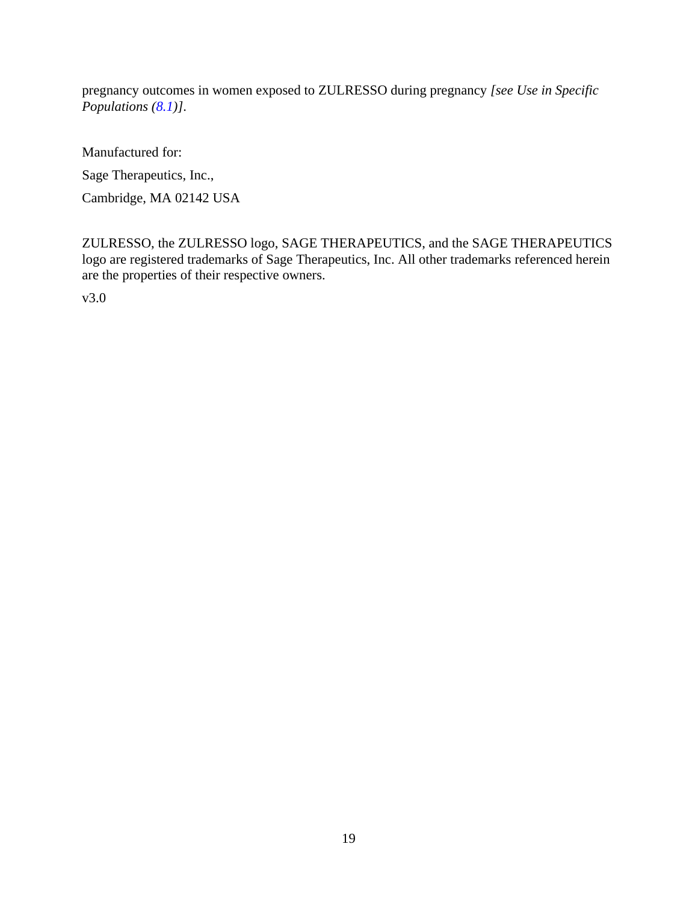pregnancy outcomes in women exposed to ZULRESSO during pregnancy *[see Use in Specific Populations (8.1)]*.

Manufactured for:

Sage Therapeutics, Inc.,

Cambridge, MA 02142 USA

ZULRESSO, the ZULRESSO logo, SAGE THERAPEUTICS, and the SAGE THERAPEUTICS logo are registered trademarks of Sage Therapeutics, Inc. All other trademarks referenced herein are the properties of their respective owners.

v3.0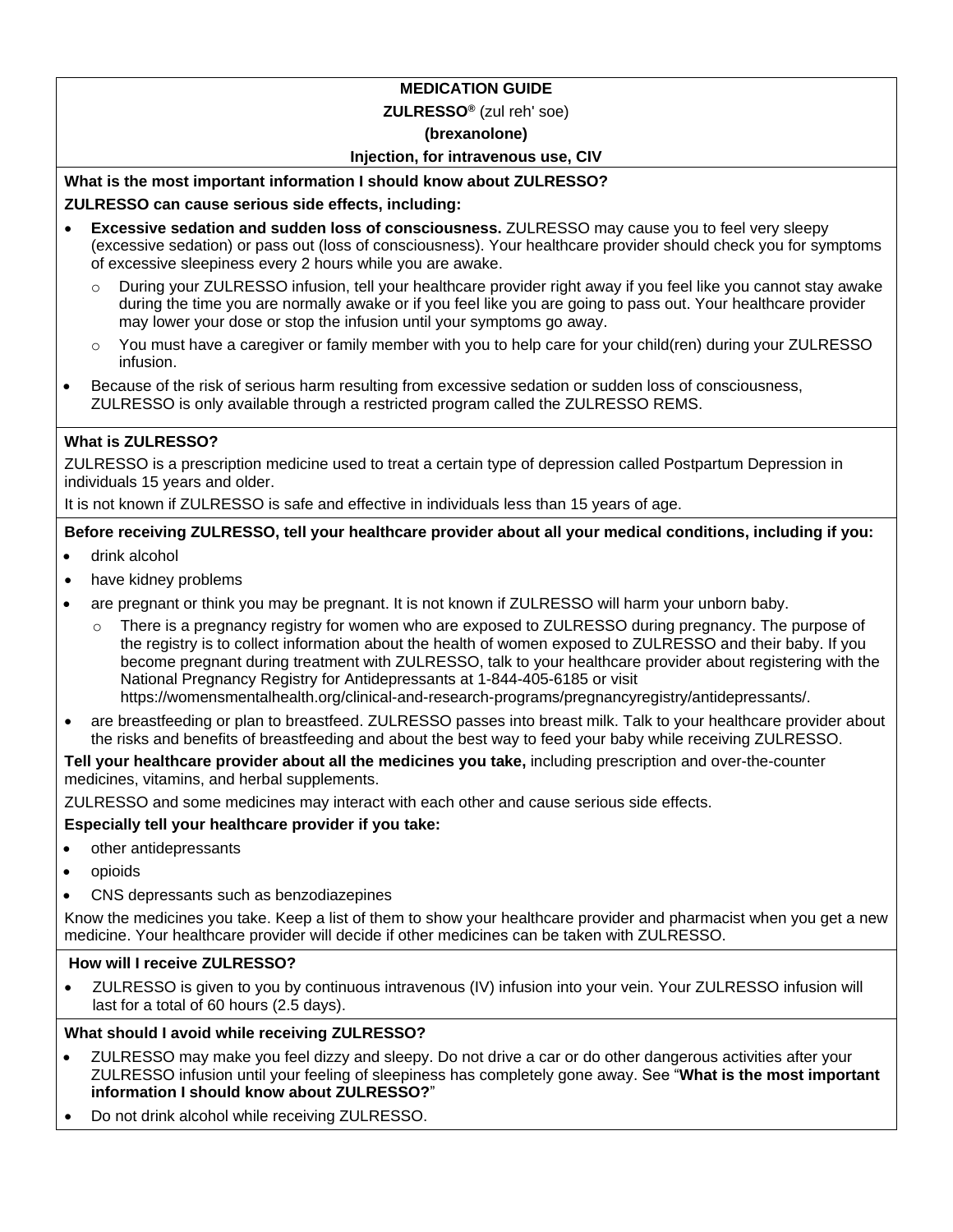# MEDICATION GUIDE

## ZULRESSO® (zul reh' soe)

## (brexanolone)

## Injection, for intravenous use, CIV

**What is the most important information I should know about ZULRESSO?**

**ZULRESSO can cause serious side effects, including:**

- **Excessive sedation and sudden loss of consciousness.** ZULRESSO may cause you to feel very sleepy (excessive sedation) or pass out (loss of consciousness). Your healthcare provider should check you for symptoms of excessive sleepiness every 2 hours while you are awake.
  - During your ZULRESSO infusion, tell your healthcare provider right away if you feel like you cannot stay awake during the time you are normally awake or if you feel like you are going to pass out. Your healthcare provider may lower your dose or stop the infusion until your symptoms go away.
  - You must have a caregiver or family member with you to help care for your child(ren) during your ZULRESSO infusion.
- Because of the risk of serious harm resulting from excessive sedation or sudden loss of consciousness, ZULRESSO is only available through a restricted program called the ZULRESSO REMS.

**What is ZULRESSO?**

ZULRESSO is a prescription medicine used to treat a certain type of depression called Postpartum Depression in individuals 15 years and older.

It is not known if ZULRESSO is safe and effective in individuals less than 15 years of age.

**Before receiving ZULRESSO, tell your healthcare provider about all your medical conditions, including if you:**

- drink alcohol
- have kidney problems
- are pregnant or think you may be pregnant. It is not known if ZULRESSO will harm your unborn baby.
  - There is a pregnancy registry for women who are exposed to ZULRESSO during pregnancy. The purpose of the registry is to collect information about the health of women exposed to ZULRESSO and their baby. If you become pregnant during treatment with ZULRESSO, talk to your healthcare provider about registering with the National Pregnancy Registry for Antidepressants at 1-844-405-6185 or visit https://womensmentalhealth.org/clinical-and-research-programs/pregnancyregistry/antidepressants/.
- are breastfeeding or plan to breastfeed. ZULRESSO passes into breast milk. Talk to your healthcare provider about the risks and benefits of breastfeeding and about the best way to feed your baby while receiving ZULRESSO.

**Tell your healthcare provider about all the medicines you take,** including prescription and over-the-counter medicines, vitamins, and herbal supplements.

ZULRESSO and some medicines may interact with each other and cause serious side effects.

**Especially tell your healthcare provider if you take:**

- other antidepressants
- opioids
- CNS depressants such as benzodiazepines

Know the medicines you take. Keep a list of them to show your healthcare provider and pharmacist when you get a new medicine. Your healthcare provider will decide if other medicines can be taken with ZULRESSO.

**How will I receive ZULRESSO?**

- ZULRESSO is given to you by continuous intravenous (IV) infusion into your vein. Your ZULRESSO infusion will last for a total of 60 hours (2.5 days).

**What should I avoid while receiving ZULRESSO?**

- ZULRESSO may make you feel dizzy and sleepy. Do not drive a car or do other dangerous activities after your ZULRESSO infusion until your feeling of sleepiness has completely gone away. See "**What is the most important information I should know about ZULRESSO?**"
- Do not drink alcohol while receiving ZULRESSO.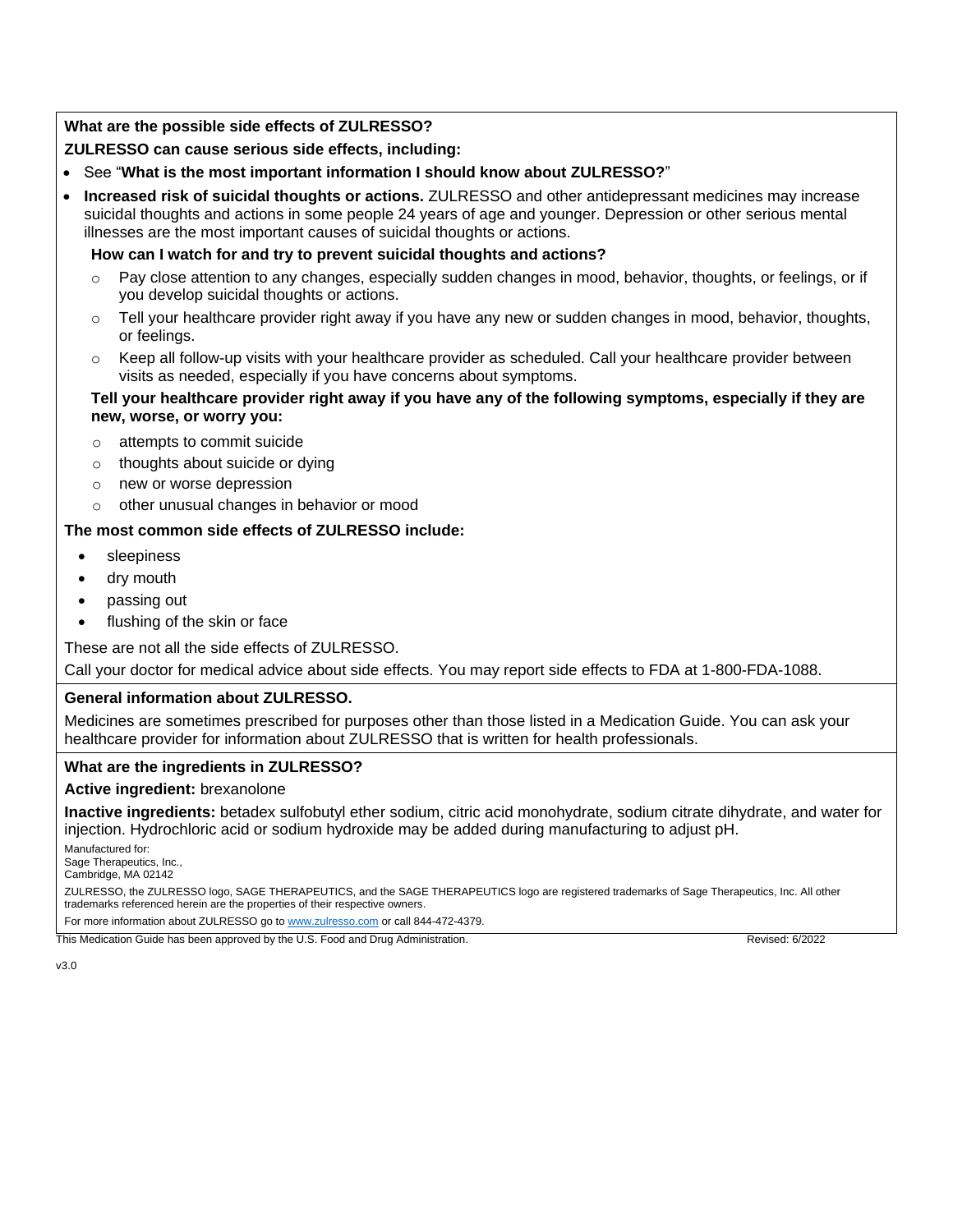**What are the possible side effects of ZULRESSO?**

**ZULRESSO can cause serious side effects, including:**

- See "**What is the most important information I should know about ZULRESSO?**"
- **Increased risk of suicidal thoughts or actions.** ZULRESSO and other antidepressant medicines may increase suicidal thoughts and actions in some people 24 years of age and younger. Depression or other serious mental illnesses are the most important causes of suicidal thoughts or actions.

  **How can I watch for and try to prevent suicidal thoughts and actions?**

  - Pay close attention to any changes, especially sudden changes in mood, behavior, thoughts, or feelings, or if you develop suicidal thoughts or actions.
  - Tell your healthcare provider right away if you have any new or sudden changes in mood, behavior, thoughts, or feelings.
  - Keep all follow-up visits with your healthcare provider as scheduled. Call your healthcare provider between visits as needed, especially if you have concerns about symptoms.

  **Tell your healthcare provider right away if you have any of the following symptoms, especially if they are new, worse, or worry you:**

  - attempts to commit suicide
  - thoughts about suicide or dying
  - new or worse depression
  - other unusual changes in behavior or mood

**The most common side effects of ZULRESSO include:**

- sleepiness
- dry mouth
- passing out
- flushing of the skin or face

These are not all the side effects of ZULRESSO.

Call your doctor for medical advice about side effects. You may report side effects to FDA at 1-800-FDA-1088.

**General information about ZULRESSO.**

Medicines are sometimes prescribed for purposes other than those listed in a Medication Guide. You can ask your healthcare provider for information about ZULRESSO that is written for health professionals.

**What are the ingredients in ZULRESSO?**

**Active ingredient:** brexanolone

**Inactive ingredients:** betadex sulfobutyl ether sodium, citric acid monohydrate, sodium citrate dihydrate, and water for injection. Hydrochloric acid or sodium hydroxide may be added during manufacturing to adjust pH.

Manufactured for:
Sage Therapeutics, Inc.,
Cambridge, MA 02142

ZULRESSO, the ZULRESSO logo, SAGE THERAPEUTICS, and the SAGE THERAPEUTICS logo are registered trademarks of Sage Therapeutics, Inc. All other trademarks referenced herein are the properties of their respective owners.

For more information about ZULRESSO go to www.zulresso.com or call 844-472-4379.

This Medication Guide has been approved by the U.S. Food and Drug Administration. Revised: 6/2022

v3.0